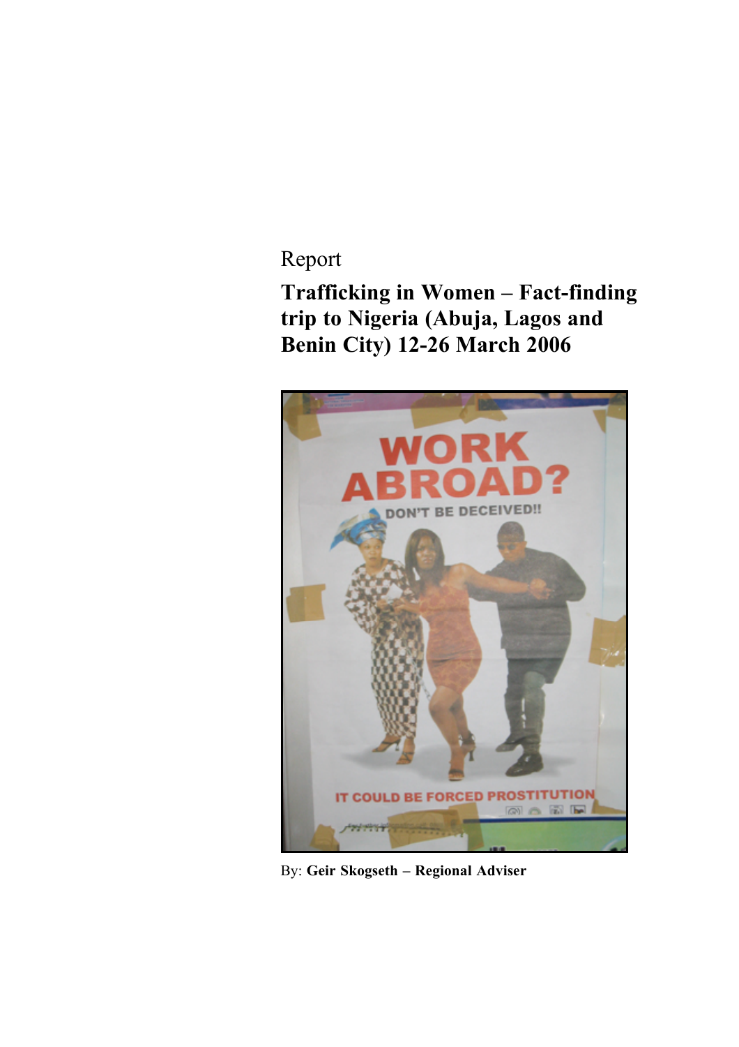Report

# Trafficking in Women – Fact-finding trip to Nigeria (Abuja, Lagos and Benin City) 12-26 March 2006

By: **Geir Skogseth – Regional Adviser**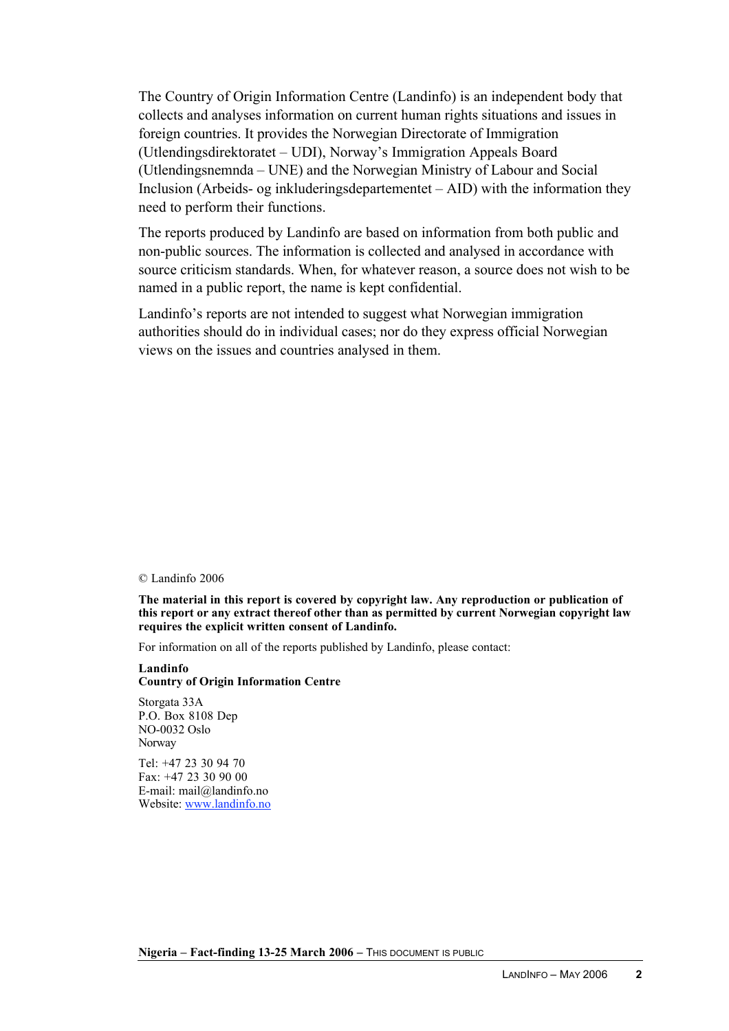The Country of Origin Information Centre (Landinfo) is an independent body that collects and analyses information on current human rights situations and issues in foreign countries. It provides the Norwegian Directorate of Immigration (Utlendingsdirektoratet – UDI), Norway's Immigration Appeals Board (Utlendingsnemnda – UNE) and the Norwegian Ministry of Labour and Social Inclusion (Arbeids- og inkluderingsdepartementet – AID) with the information they need to perform their functions.

The reports produced by Landinfo are based on information from both public and non-public sources. The information is collected and analysed in accordance with source criticism standards. When, for whatever reason, a source does not wish to be named in a public report, the name is kept confidential.

Landinfo's reports are not intended to suggest what Norwegian immigration authorities should do in individual cases; nor do they express official Norwegian views on the issues and countries analysed in them.

© Landinfo 2006

**The material in this report is covered by copyright law. Any reproduction or publication of this report or any extract thereof other than as permitted by current Norwegian copyright law requires the explicit written consent of Landinfo.**

For information on all of the reports published by Landinfo, please contact:

**Landinfo**
**Country of Origin Information Centre**

Storgata 33A
P.O. Box 8108 Dep
NO-0032 Oslo
Norway

Tel: +47 23 30 94 70
Fax: +47 23 30 90 00
E-mail: mail@landinfo.no
Website: [www.landinfo.no](http://www.landinfo.no)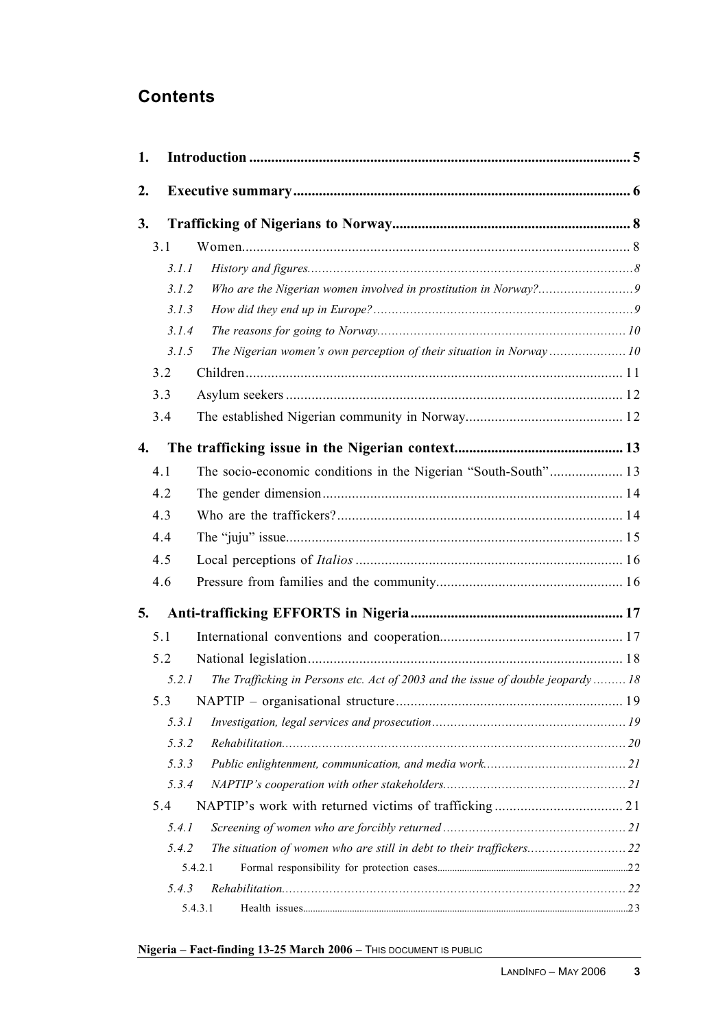## Contents

1. Introduction ... 5
2. Executive summary ... 6
3. Trafficking of Nigerians to Norway ... 8
   - 3.1 Women ... 8
     - *3.1.1 History and figures ... 8*
     - *3.1.2 Who are the Nigerian women involved in prostitution in Norway? ... 9*
     - *3.1.3 How did they end up in Europe? ... 9*
     - *3.1.4 The reasons for going to Norway ... 10*
     - *3.1.5 The Nigerian women's own perception of their situation in Norway ... 10*
   - 3.2 Children ... 11
   - 3.3 Asylum seekers ... 12
   - 3.4 The established Nigerian community in Norway ... 12
4. The trafficking issue in the Nigerian context ... 13
   - 4.1 The socio-economic conditions in the Nigerian "South-South" ... 13
   - 4.2 The gender dimension ... 14
   - 4.3 Who are the traffickers? ... 14
   - 4.4 The "juju" issue ... 15
   - 4.5 Local perceptions of *Italios* ... 16
   - 4.6 Pressure from families and the community ... 16
5. Anti-trafficking EFFORTS in Nigeria ... 17
   - 5.1 International conventions and cooperation ... 17
   - 5.2 National legislation ... 18
     - *5.2.1 The Trafficking in Persons etc. Act of 2003 and the issue of double jeopardy ... 18*
   - 5.3 NAPTIP – organisational structure ... 19
     - *5.3.1 Investigation, legal services and prosecution ... 19*
     - *5.3.2 Rehabilitation ... 20*
     - *5.3.3 Public enlightenment, communication, and media work ... 21*
     - *5.3.4 NAPTIP's cooperation with other stakeholders ... 21*
   - 5.4 NAPTIP's work with returned victims of trafficking ... 21
     - *5.4.1 Screening of women who are forcibly returned ... 21*
     - *5.4.2 The situation of women who are still in debt to their traffickers ... 22*
       - 5.4.2.1 Formal responsibility for protection cases ... 22
     - *5.4.3 Rehabilitation ... 22*
       - 5.4.3.1 Health issues ... 23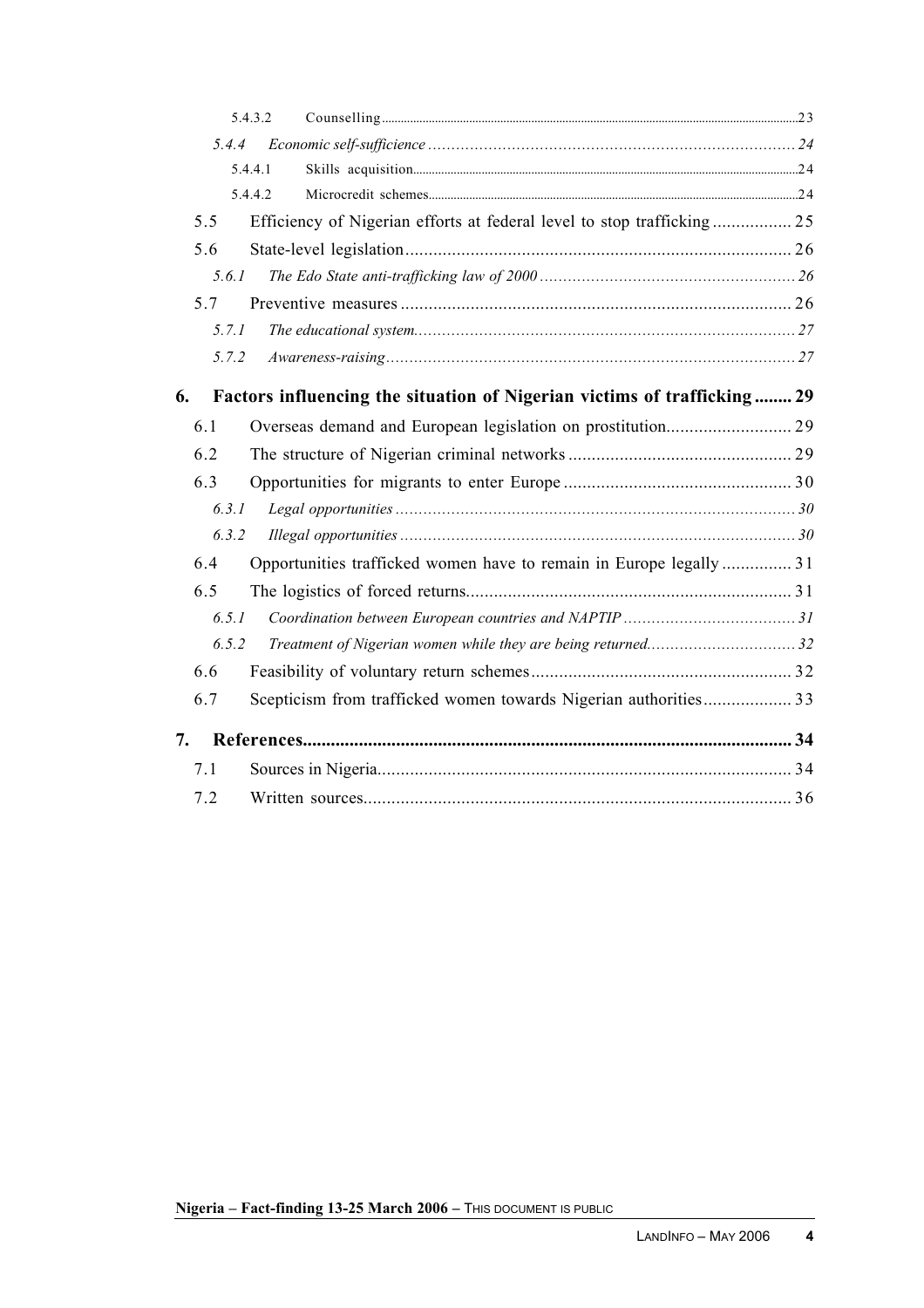5.4.3.2 Counselling ..... 23

*5.4.4 Economic self-sufficience ..... 24*

5.4.4.1 Skills acquisition ..... 24

5.4.4.2 Microcredit schemes ..... 24

5.5 Efficiency of Nigerian efforts at federal level to stop trafficking ..... 25

5.6 State-level legislation ..... 26

*5.6.1 The Edo State anti-trafficking law of 2000 ..... 26*

5.7 Preventive measures ..... 26

*5.7.1 The educational system ..... 27*

*5.7.2 Awareness-raising ..... 27*

**6. Factors influencing the situation of Nigerian victims of trafficking ..... 29**

6.1 Overseas demand and European legislation on prostitution ..... 29

6.2 The structure of Nigerian criminal networks ..... 29

6.3 Opportunities for migrants to enter Europe ..... 30

*6.3.1 Legal opportunities ..... 30*

*6.3.2 Illegal opportunities ..... 30*

6.4 Opportunities trafficked women have to remain in Europe legally ..... 31

6.5 The logistics of forced returns ..... 31

*6.5.1 Coordination between European countries and NAPTIP ..... 31*

*6.5.2 Treatment of Nigerian women while they are being returned ..... 32*

6.6 Feasibility of voluntary return schemes ..... 32

6.7 Scepticism from trafficked women towards Nigerian authorities ..... 33

**7. References ..... 34**

7.1 Sources in Nigeria ..... 34

7.2 Written sources ..... 36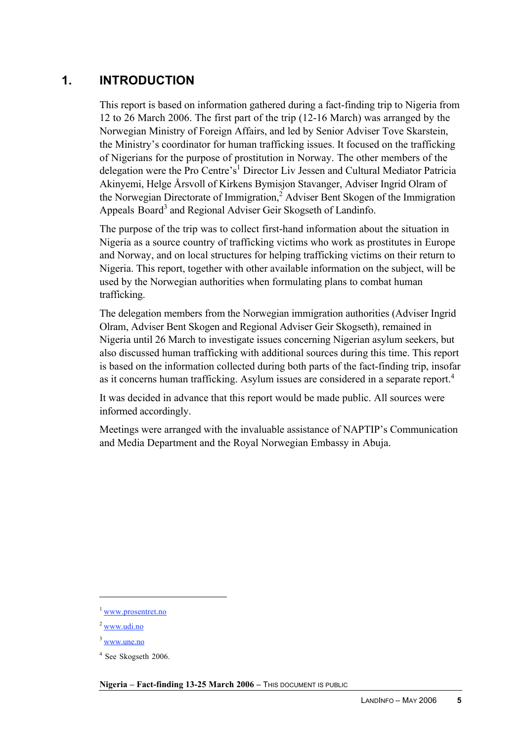# 1. INTRODUCTION

This report is based on information gathered during a fact-finding trip to Nigeria from 12 to 26 March 2006. The first part of the trip (12-16 March) was arranged by the Norwegian Ministry of Foreign Affairs, and led by Senior Adviser Tove Skarstein, the Ministry's coordinator for human trafficking issues. It focused on the trafficking of Nigerians for the purpose of prostitution in Norway. The other members of the delegation were the Pro Centre's[1] Director Liv Jessen and Cultural Mediator Patricia Akinyemi, Helge Årsvoll of Kirkens Bymisjon Stavanger, Adviser Ingrid Olram of the Norwegian Directorate of Immigration,[2] Adviser Bent Skogen of the Immigration Appeals Board[3] and Regional Adviser Geir Skogseth of Landinfo.

The purpose of the trip was to collect first-hand information about the situation in Nigeria as a source country of trafficking victims who work as prostitutes in Europe and Norway, and on local structures for helping trafficking victims on their return to Nigeria. This report, together with other available information on the subject, will be used by the Norwegian authorities when formulating plans to combat human trafficking.

The delegation members from the Norwegian immigration authorities (Adviser Ingrid Olram, Adviser Bent Skogen and Regional Adviser Geir Skogseth), remained in Nigeria until 26 March to investigate issues concerning Nigerian asylum seekers, but also discussed human trafficking with additional sources during this time. This report is based on the information collected during both parts of the fact-finding trip, insofar as it concerns human trafficking. Asylum issues are considered in a separate report.[4]

It was decided in advance that this report would be made public. All sources were informed accordingly.

Meetings were arranged with the invaluable assistance of NAPTIP's Communication and Media Department and the Royal Norwegian Embassy in Abuja.

---

[1] www.prosentret.no

[2] www.udi.no

[3] www.une.no

[4] See Skogseth 2006.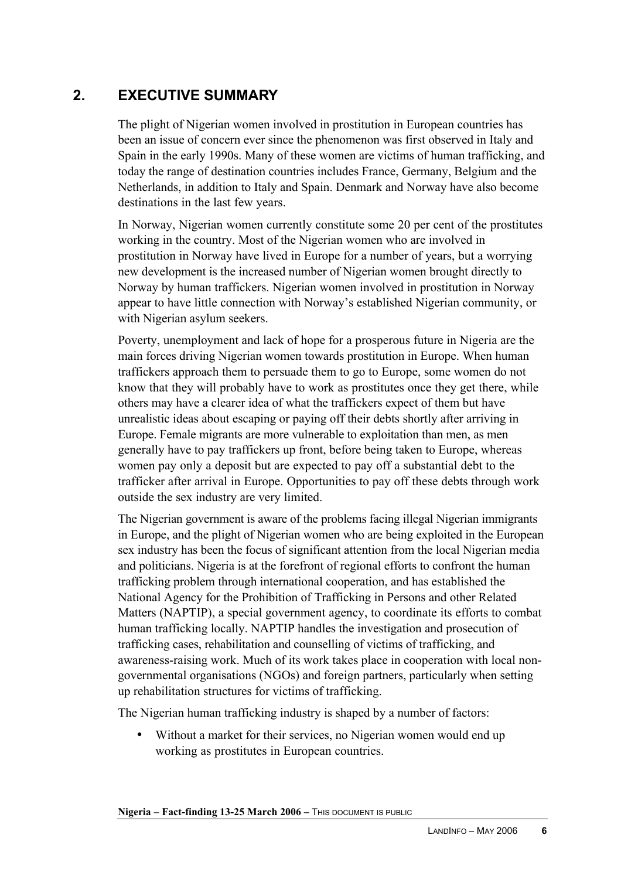## 2. EXECUTIVE SUMMARY

The plight of Nigerian women involved in prostitution in European countries has been an issue of concern ever since the phenomenon was first observed in Italy and Spain in the early 1990s. Many of these women are victims of human trafficking, and today the range of destination countries includes France, Germany, Belgium and the Netherlands, in addition to Italy and Spain. Denmark and Norway have also become destinations in the last few years.

In Norway, Nigerian women currently constitute some 20 per cent of the prostitutes working in the country. Most of the Nigerian women who are involved in prostitution in Norway have lived in Europe for a number of years, but a worrying new development is the increased number of Nigerian women brought directly to Norway by human traffickers. Nigerian women involved in prostitution in Norway appear to have little connection with Norway's established Nigerian community, or with Nigerian asylum seekers.

Poverty, unemployment and lack of hope for a prosperous future in Nigeria are the main forces driving Nigerian women towards prostitution in Europe. When human traffickers approach them to persuade them to go to Europe, some women do not know that they will probably have to work as prostitutes once they get there, while others may have a clearer idea of what the traffickers expect of them but have unrealistic ideas about escaping or paying off their debts shortly after arriving in Europe. Female migrants are more vulnerable to exploitation than men, as men generally have to pay traffickers up front, before being taken to Europe, whereas women pay only a deposit but are expected to pay off a substantial debt to the trafficker after arrival in Europe. Opportunities to pay off these debts through work outside the sex industry are very limited.

The Nigerian government is aware of the problems facing illegal Nigerian immigrants in Europe, and the plight of Nigerian women who are being exploited in the European sex industry has been the focus of significant attention from the local Nigerian media and politicians. Nigeria is at the forefront of regional efforts to confront the human trafficking problem through international cooperation, and has established the National Agency for the Prohibition of Trafficking in Persons and other Related Matters (NAPTIP), a special government agency, to coordinate its efforts to combat human trafficking locally. NAPTIP handles the investigation and prosecution of trafficking cases, rehabilitation and counselling of victims of trafficking, and awareness-raising work. Much of its work takes place in cooperation with local non-governmental organisations (NGOs) and foreign partners, particularly when setting up rehabilitation structures for victims of trafficking.

The Nigerian human trafficking industry is shaped by a number of factors:

- Without a market for their services, no Nigerian women would end up working as prostitutes in European countries.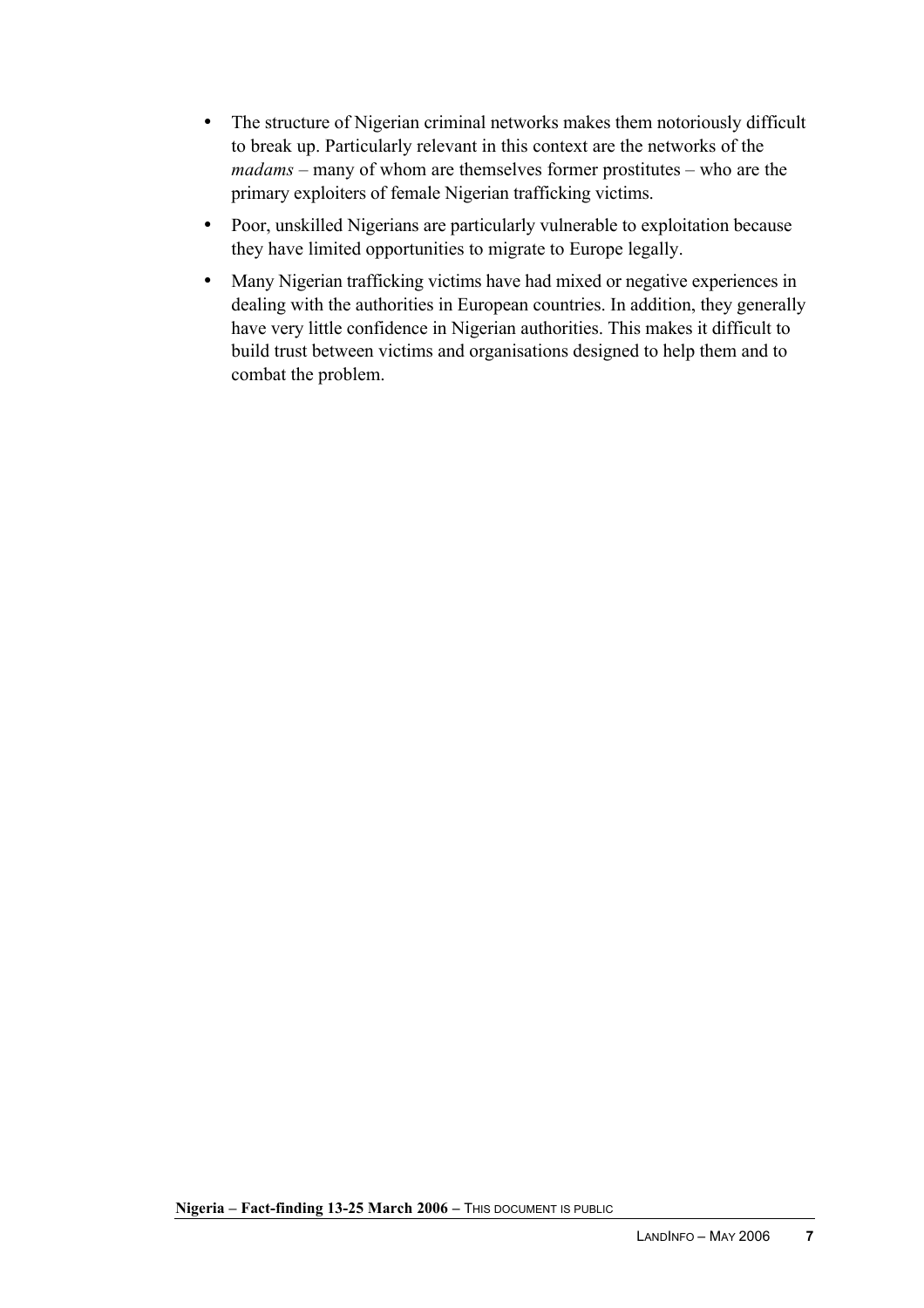- The structure of Nigerian criminal networks makes them notoriously difficult to break up. Particularly relevant in this context are the networks of the *madams* – many of whom are themselves former prostitutes – who are the primary exploiters of female Nigerian trafficking victims.
- Poor, unskilled Nigerians are particularly vulnerable to exploitation because they have limited opportunities to migrate to Europe legally.
- Many Nigerian trafficking victims have had mixed or negative experiences in dealing with the authorities in European countries. In addition, they generally have very little confidence in Nigerian authorities. This makes it difficult to build trust between victims and organisations designed to help them and to combat the problem.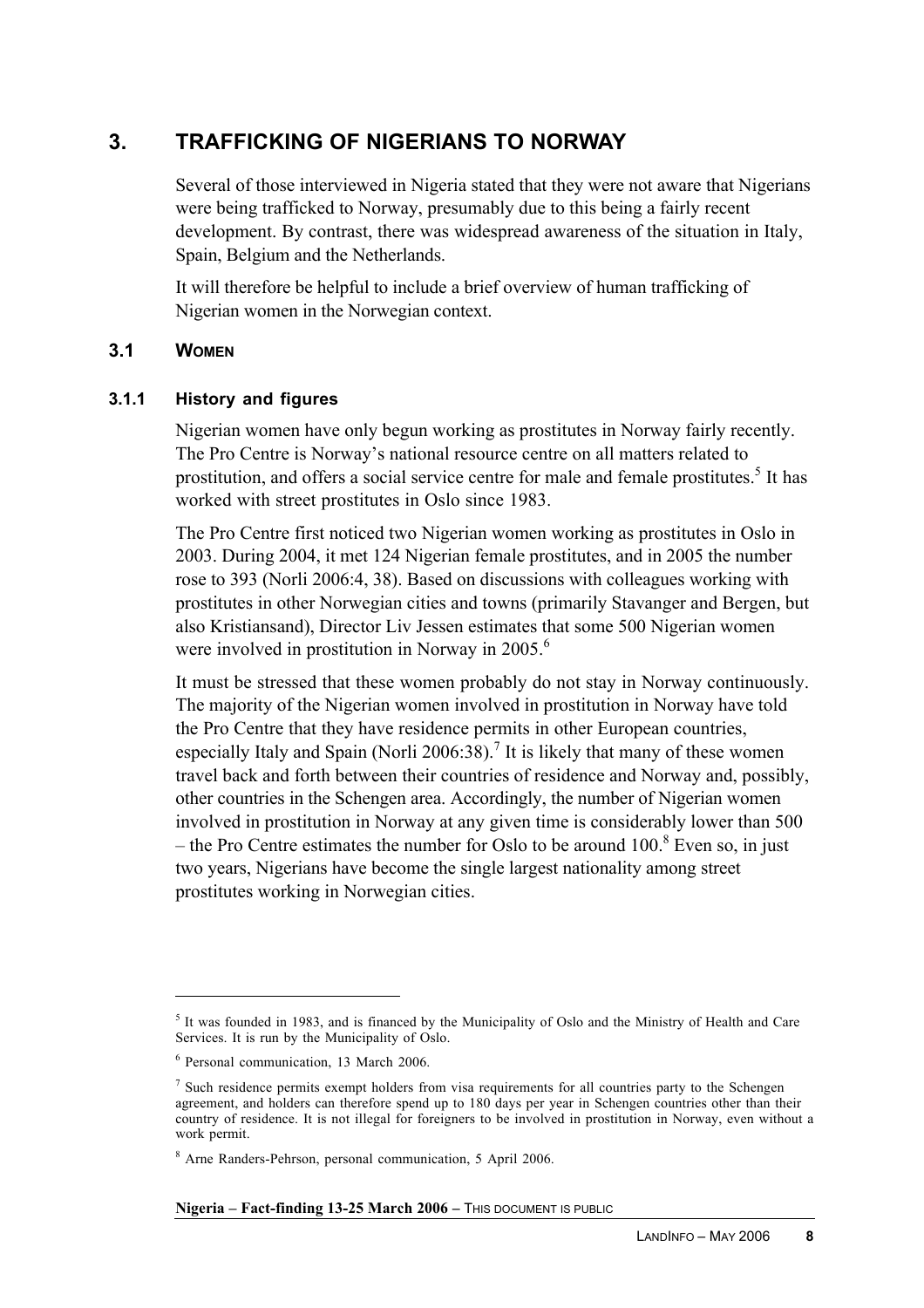# 3. TRAFFICKING OF NIGERIANS TO NORWAY

Several of those interviewed in Nigeria stated that they were not aware that Nigerians were being trafficked to Norway, presumably due to this being a fairly recent development. By contrast, there was widespread awareness of the situation in Italy, Spain, Belgium and the Netherlands.

It will therefore be helpful to include a brief overview of human trafficking of Nigerian women in the Norwegian context.

## 3.1 WOMEN

### 3.1.1 History and figures

Nigerian women have only begun working as prostitutes in Norway fairly recently. The Pro Centre is Norway's national resource centre on all matters related to prostitution, and offers a social service centre for male and female prostitutes.[5] It has worked with street prostitutes in Oslo since 1983.

The Pro Centre first noticed two Nigerian women working as prostitutes in Oslo in 2003. During 2004, it met 124 Nigerian female prostitutes, and in 2005 the number rose to 393 (Norli 2006:4, 38). Based on discussions with colleagues working with prostitutes in other Norwegian cities and towns (primarily Stavanger and Bergen, but also Kristiansand), Director Liv Jessen estimates that some 500 Nigerian women were involved in prostitution in Norway in 2005.[6]

It must be stressed that these women probably do not stay in Norway continuously. The majority of the Nigerian women involved in prostitution in Norway have told the Pro Centre that they have residence permits in other European countries, especially Italy and Spain (Norli 2006:38).[7] It is likely that many of these women travel back and forth between their countries of residence and Norway and, possibly, other countries in the Schengen area. Accordingly, the number of Nigerian women involved in prostitution in Norway at any given time is considerably lower than 500 – the Pro Centre estimates the number for Oslo to be around 100.[8] Even so, in just two years, Nigerians have become the single largest nationality among street prostitutes working in Norwegian cities.

---

[5] It was founded in 1983, and is financed by the Municipality of Oslo and the Ministry of Health and Care Services. It is run by the Municipality of Oslo.

[6] Personal communication, 13 March 2006.

[7] Such residence permits exempt holders from visa requirements for all countries party to the Schengen agreement, and holders can therefore spend up to 180 days per year in Schengen countries other than their country of residence. It is not illegal for foreigners to be involved in prostitution in Norway, even without a work permit.

[8] Arne Randers-Pehrson, personal communication, 5 April 2006.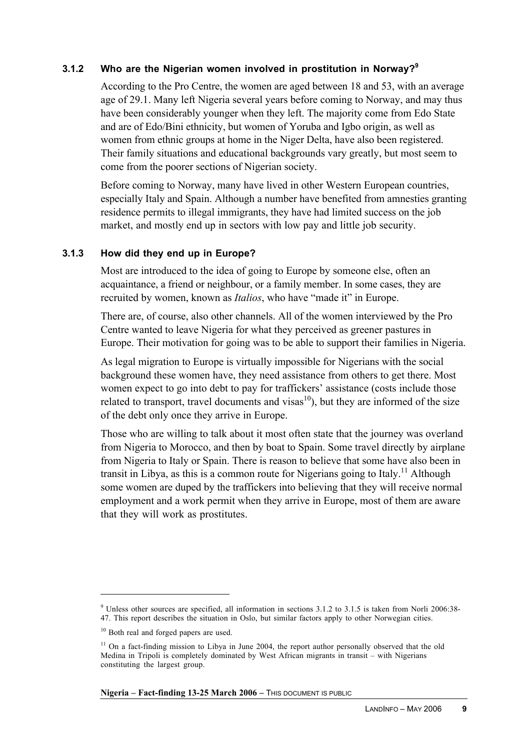### 3.1.2 Who are the Nigerian women involved in prostitution in Norway?[9]

According to the Pro Centre, the women are aged between 18 and 53, with an average age of 29.1. Many left Nigeria several years before coming to Norway, and may thus have been considerably younger when they left. The majority come from Edo State and are of Edo/Bini ethnicity, but women of Yoruba and Igbo origin, as well as women from ethnic groups at home in the Niger Delta, have also been registered. Their family situations and educational backgrounds vary greatly, but most seem to come from the poorer sections of Nigerian society.

Before coming to Norway, many have lived in other Western European countries, especially Italy and Spain. Although a number have benefited from amnesties granting residence permits to illegal immigrants, they have had limited success on the job market, and mostly end up in sectors with low pay and little job security.

### 3.1.3 How did they end up in Europe?

Most are introduced to the idea of going to Europe by someone else, often an acquaintance, a friend or neighbour, or a family member. In some cases, they are recruited by women, known as *Italios*, who have "made it" in Europe.

There are, of course, also other channels. All of the women interviewed by the Pro Centre wanted to leave Nigeria for what they perceived as greener pastures in Europe. Their motivation for going was to be able to support their families in Nigeria.

As legal migration to Europe is virtually impossible for Nigerians with the social background these women have, they need assistance from others to get there. Most women expect to go into debt to pay for traffickers' assistance (costs include those related to transport, travel documents and visas[10]), but they are informed of the size of the debt only once they arrive in Europe.

Those who are willing to talk about it most often state that the journey was overland from Nigeria to Morocco, and then by boat to Spain. Some travel directly by airplane from Nigeria to Italy or Spain. There is reason to believe that some have also been in transit in Libya, as this is a common route for Nigerians going to Italy.[11] Although some women are duped by the traffickers into believing that they will receive normal employment and a work permit when they arrive in Europe, most of them are aware that they will work as prostitutes.

---

[9] Unless other sources are specified, all information in sections 3.1.2 to 3.1.5 is taken from Norli 2006:38-47. This report describes the situation in Oslo, but similar factors apply to other Norwegian cities.

[10] Both real and forged papers are used.

[11] On a fact-finding mission to Libya in June 2004, the report author personally observed that the old Medina in Tripoli is completely dominated by West African migrants in transit – with Nigerians constituting the largest group.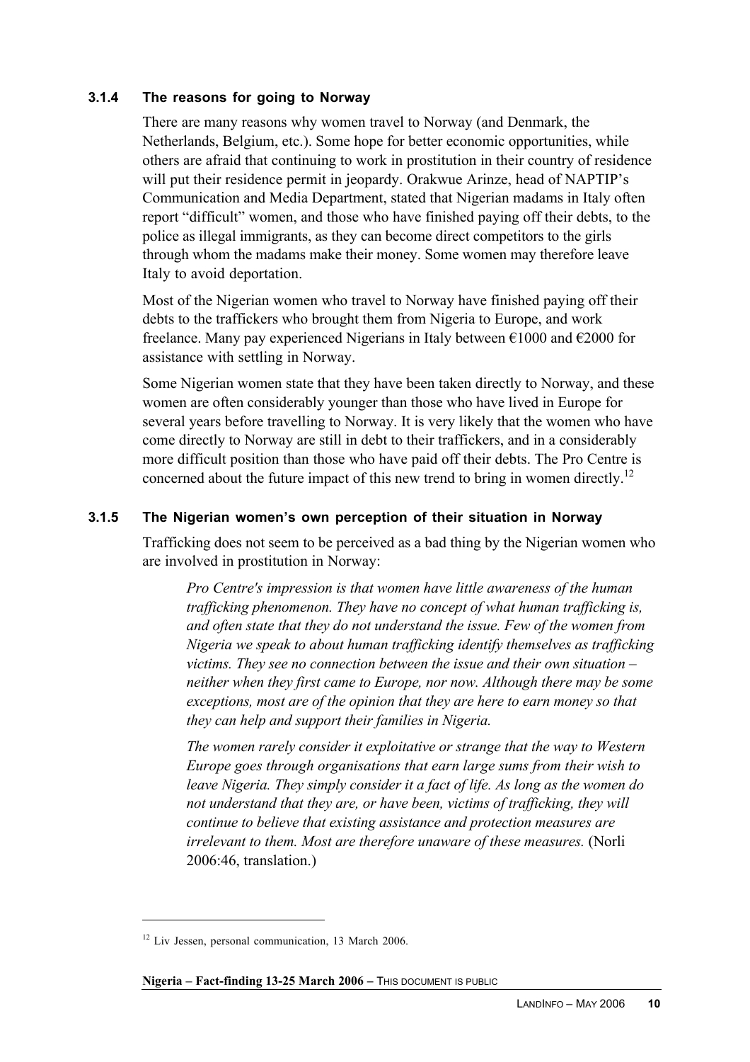### 3.1.4 The reasons for going to Norway

There are many reasons why women travel to Norway (and Denmark, the Netherlands, Belgium, etc.). Some hope for better economic opportunities, while others are afraid that continuing to work in prostitution in their country of residence will put their residence permit in jeopardy. Orakwue Arinze, head of NAPTIP's Communication and Media Department, stated that Nigerian madams in Italy often report "difficult" women, and those who have finished paying off their debts, to the police as illegal immigrants, as they can become direct competitors to the girls through whom the madams make their money. Some women may therefore leave Italy to avoid deportation.

Most of the Nigerian women who travel to Norway have finished paying off their debts to the traffickers who brought them from Nigeria to Europe, and work freelance. Many pay experienced Nigerians in Italy between €1000 and €2000 for assistance with settling in Norway.

Some Nigerian women state that they have been taken directly to Norway, and these women are often considerably younger than those who have lived in Europe for several years before travelling to Norway. It is very likely that the women who have come directly to Norway are still in debt to their traffickers, and in a considerably more difficult position than those who have paid off their debts. The Pro Centre is concerned about the future impact of this new trend to bring in women directly.[12]

### 3.1.5 The Nigerian women's own perception of their situation in Norway

Trafficking does not seem to be perceived as a bad thing by the Nigerian women who are involved in prostitution in Norway:

> *Pro Centre's impression is that women have little awareness of the human trafficking phenomenon. They have no concept of what human trafficking is, and often state that they do not understand the issue. Few of the women from Nigeria we speak to about human trafficking identify themselves as trafficking victims. They see no connection between the issue and their own situation – neither when they first came to Europe, nor now. Although there may be some exceptions, most are of the opinion that they are here to earn money so that they can help and support their families in Nigeria.*
>
> *The women rarely consider it exploitative or strange that the way to Western Europe goes through organisations that earn large sums from their wish to leave Nigeria. They simply consider it a fact of life. As long as the women do not understand that they are, or have been, victims of trafficking, they will continue to believe that existing assistance and protection measures are irrelevant to them. Most are therefore unaware of these measures.* (Norli 2006:46, translation.)

[12] Liv Jessen, personal communication, 13 March 2006.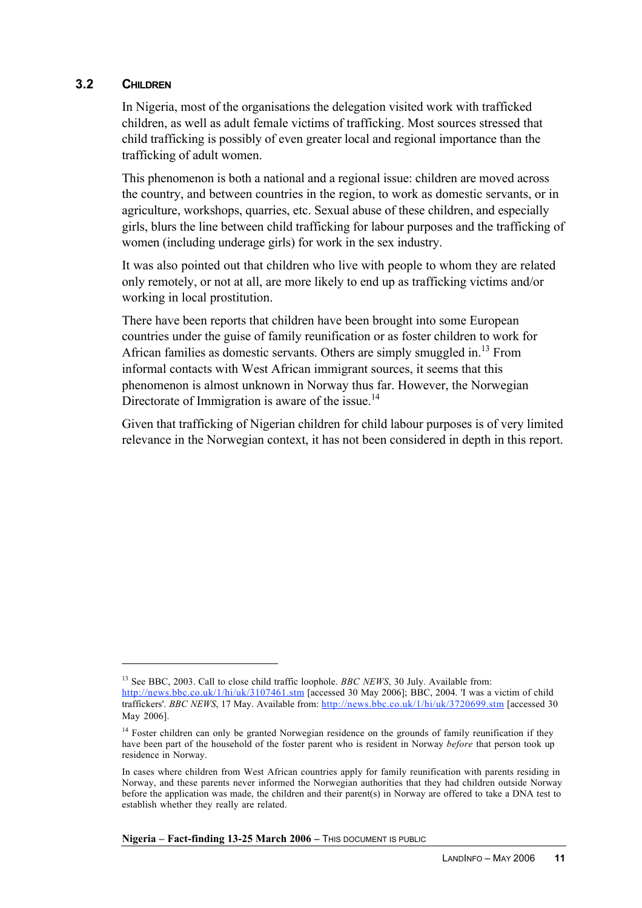## 3.2 CHILDREN

In Nigeria, most of the organisations the delegation visited work with trafficked children, as well as adult female victims of trafficking. Most sources stressed that child trafficking is possibly of even greater local and regional importance than the trafficking of adult women.

This phenomenon is both a national and a regional issue: children are moved across the country, and between countries in the region, to work as domestic servants, or in agriculture, workshops, quarries, etc. Sexual abuse of these children, and especially girls, blurs the line between child trafficking for labour purposes and the trafficking of women (including underage girls) for work in the sex industry.

It was also pointed out that children who live with people to whom they are related only remotely, or not at all, are more likely to end up as trafficking victims and/or working in local prostitution.

There have been reports that children have been brought into some European countries under the guise of family reunification or as foster children to work for African families as domestic servants. Others are simply smuggled in.[13] From informal contacts with West African immigrant sources, it seems that this phenomenon is almost unknown in Norway thus far. However, the Norwegian Directorate of Immigration is aware of the issue.[14]

Given that trafficking of Nigerian children for child labour purposes is of very limited relevance in the Norwegian context, it has not been considered in depth in this report.

---

[13] See BBC, 2003. Call to close child traffic loophole. *BBC NEWS*, 30 July. Available from: http://news.bbc.co.uk/1/hi/uk/3107461.stm [accessed 30 May 2006]; BBC, 2004. 'I was a victim of child traffickers'. *BBC NEWS*, 17 May. Available from: http://news.bbc.co.uk/1/hi/uk/3720699.stm [accessed 30 May 2006].

[14] Foster children can only be granted Norwegian residence on the grounds of family reunification if they have been part of the household of the foster parent who is resident in Norway *before* that person took up residence in Norway.

In cases where children from West African countries apply for family reunification with parents residing in Norway, and these parents never informed the Norwegian authorities that they had children outside Norway before the application was made, the children and their parent(s) in Norway are offered to take a DNA test to establish whether they really are related.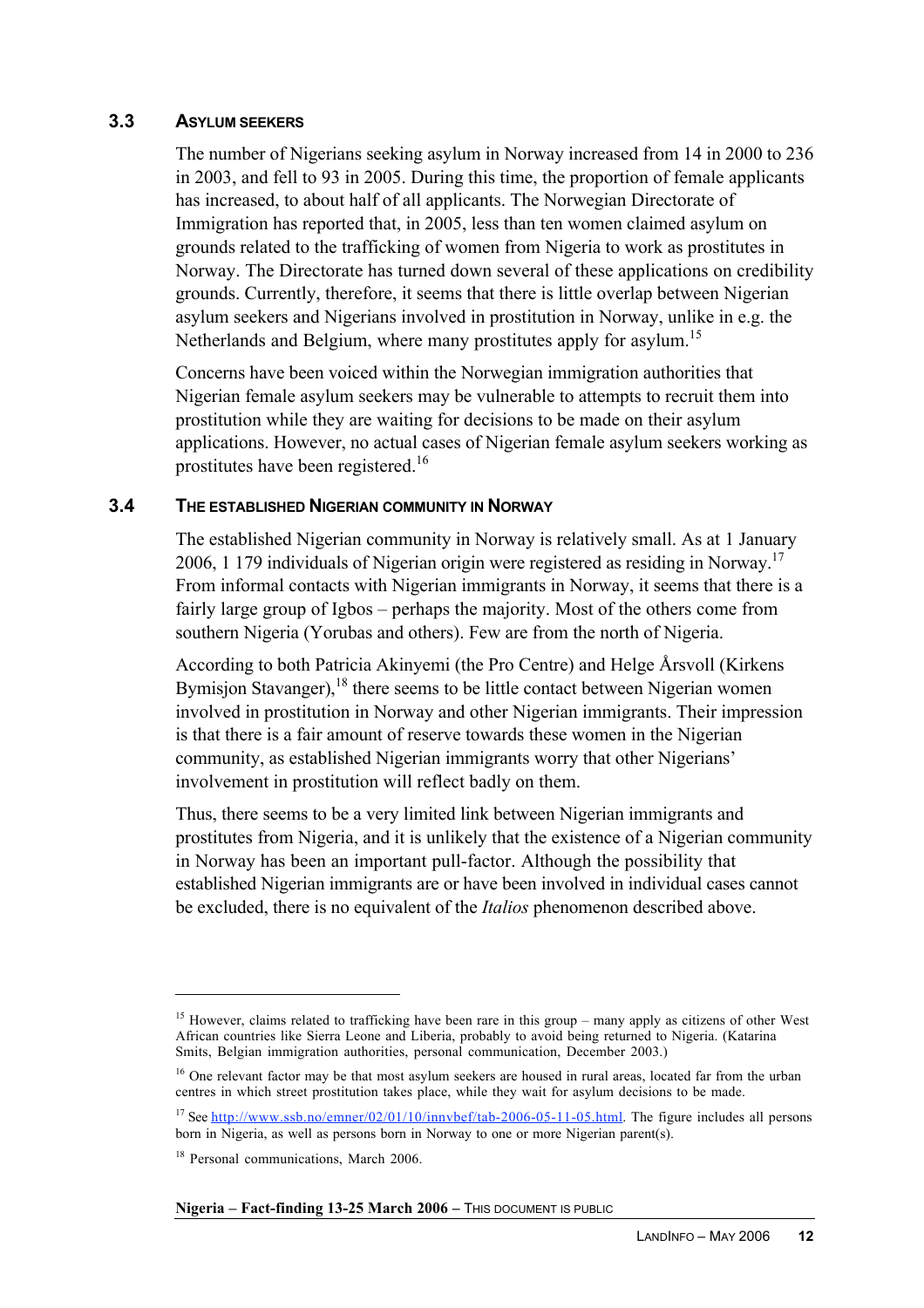### 3.3 ASYLUM SEEKERS

The number of Nigerians seeking asylum in Norway increased from 14 in 2000 to 236 in 2003, and fell to 93 in 2005. During this time, the proportion of female applicants has increased, to about half of all applicants. The Norwegian Directorate of Immigration has reported that, in 2005, less than ten women claimed asylum on grounds related to the trafficking of women from Nigeria to work as prostitutes in Norway. The Directorate has turned down several of these applications on credibility grounds. Currently, therefore, it seems that there is little overlap between Nigerian asylum seekers and Nigerians involved in prostitution in Norway, unlike in e.g. the Netherlands and Belgium, where many prostitutes apply for asylum.[15]

Concerns have been voiced within the Norwegian immigration authorities that Nigerian female asylum seekers may be vulnerable to attempts to recruit them into prostitution while they are waiting for decisions to be made on their asylum applications. However, no actual cases of Nigerian female asylum seekers working as prostitutes have been registered.[16]

### 3.4 THE ESTABLISHED NIGERIAN COMMUNITY IN NORWAY

The established Nigerian community in Norway is relatively small. As at 1 January 2006, 1 179 individuals of Nigerian origin were registered as residing in Norway.[17] From informal contacts with Nigerian immigrants in Norway, it seems that there is a fairly large group of Igbos – perhaps the majority. Most of the others come from southern Nigeria (Yorubas and others). Few are from the north of Nigeria.

According to both Patricia Akinyemi (the Pro Centre) and Helge Årsvoll (Kirkens Bymisjon Stavanger),[18] there seems to be little contact between Nigerian women involved in prostitution in Norway and other Nigerian immigrants. Their impression is that there is a fair amount of reserve towards these women in the Nigerian community, as established Nigerian immigrants worry that other Nigerians' involvement in prostitution will reflect badly on them.

Thus, there seems to be a very limited link between Nigerian immigrants and prostitutes from Nigeria, and it is unlikely that the existence of a Nigerian community in Norway has been an important pull-factor. Although the possibility that established Nigerian immigrants are or have been involved in individual cases cannot be excluded, there is no equivalent of the *Italios* phenomenon described above.

---

[15] However, claims related to trafficking have been rare in this group – many apply as citizens of other West African countries like Sierra Leone and Liberia, probably to avoid being returned to Nigeria. (Katarina Smits, Belgian immigration authorities, personal communication, December 2003.)

[16] One relevant factor may be that most asylum seekers are housed in rural areas, located far from the urban centres in which street prostitution takes place, while they wait for asylum decisions to be made.

[17] See http://www.ssb.no/emner/02/01/10/innvbef/tab-2006-05-11-05.html. The figure includes all persons born in Nigeria, as well as persons born in Norway to one or more Nigerian parent(s).

[18] Personal communications, March 2006.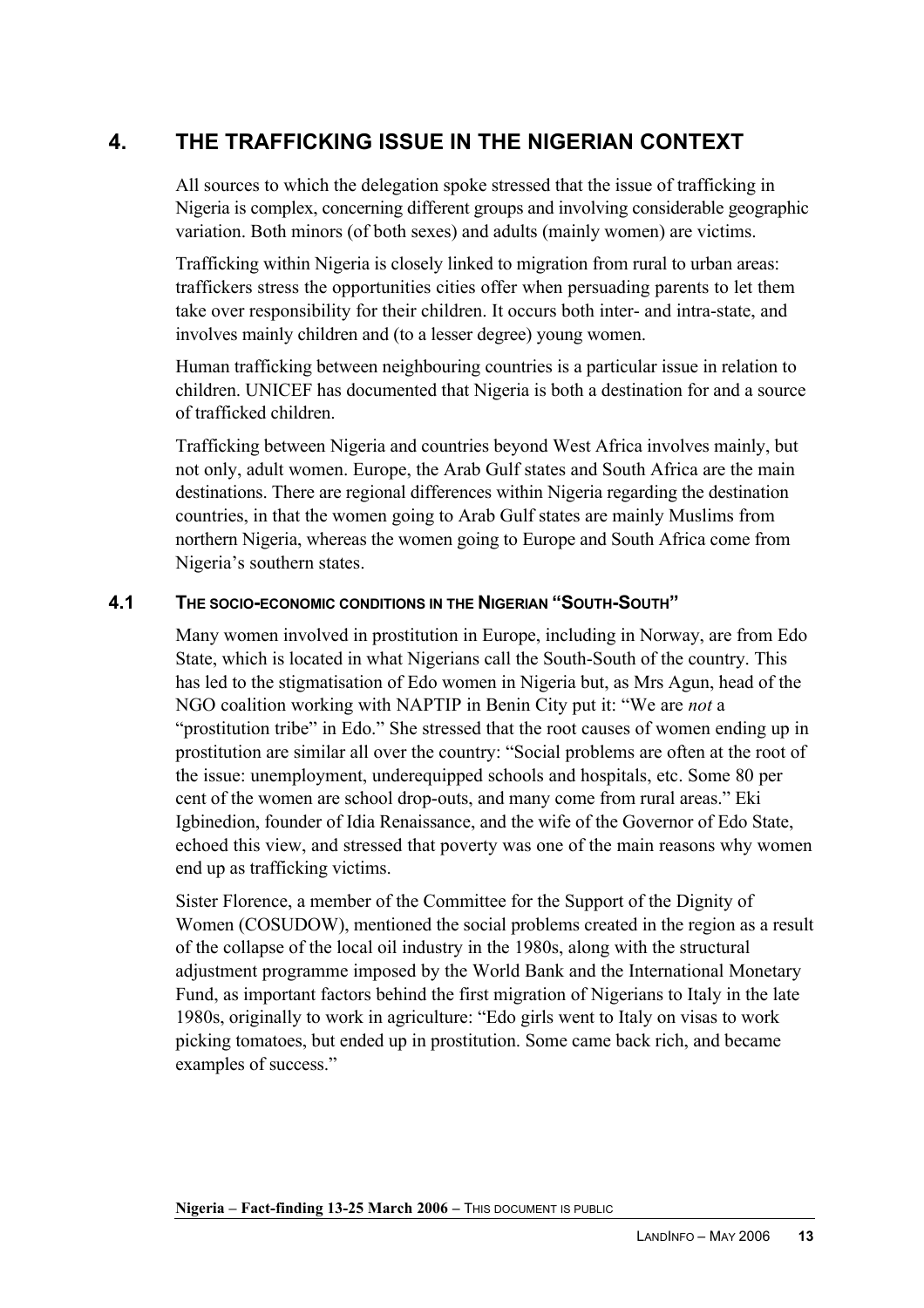# 4. THE TRAFFICKING ISSUE IN THE NIGERIAN CONTEXT

All sources to which the delegation spoke stressed that the issue of trafficking in Nigeria is complex, concerning different groups and involving considerable geographic variation. Both minors (of both sexes) and adults (mainly women) are victims.

Trafficking within Nigeria is closely linked to migration from rural to urban areas: traffickers stress the opportunities cities offer when persuading parents to let them take over responsibility for their children. It occurs both inter- and intra-state, and involves mainly children and (to a lesser degree) young women.

Human trafficking between neighbouring countries is a particular issue in relation to children. UNICEF has documented that Nigeria is both a destination for and a source of trafficked children.

Trafficking between Nigeria and countries beyond West Africa involves mainly, but not only, adult women. Europe, the Arab Gulf states and South Africa are the main destinations. There are regional differences within Nigeria regarding the destination countries, in that the women going to Arab Gulf states are mainly Muslims from northern Nigeria, whereas the women going to Europe and South Africa come from Nigeria's southern states.

## 4.1 THE SOCIO-ECONOMIC CONDITIONS IN THE NIGERIAN "SOUTH-SOUTH"

Many women involved in prostitution in Europe, including in Norway, are from Edo State, which is located in what Nigerians call the South-South of the country. This has led to the stigmatisation of Edo women in Nigeria but, as Mrs Agun, head of the NGO coalition working with NAPTIP in Benin City put it: "We are *not* a "prostitution tribe" in Edo." She stressed that the root causes of women ending up in prostitution are similar all over the country: "Social problems are often at the root of the issue: unemployment, underequipped schools and hospitals, etc. Some 80 per cent of the women are school drop-outs, and many come from rural areas." Eki Igbinedion, founder of Idia Renaissance, and the wife of the Governor of Edo State, echoed this view, and stressed that poverty was one of the main reasons why women end up as trafficking victims.

Sister Florence, a member of the Committee for the Support of the Dignity of Women (COSUDOW), mentioned the social problems created in the region as a result of the collapse of the local oil industry in the 1980s, along with the structural adjustment programme imposed by the World Bank and the International Monetary Fund, as important factors behind the first migration of Nigerians to Italy in the late 1980s, originally to work in agriculture: "Edo girls went to Italy on visas to work picking tomatoes, but ended up in prostitution. Some came back rich, and became examples of success."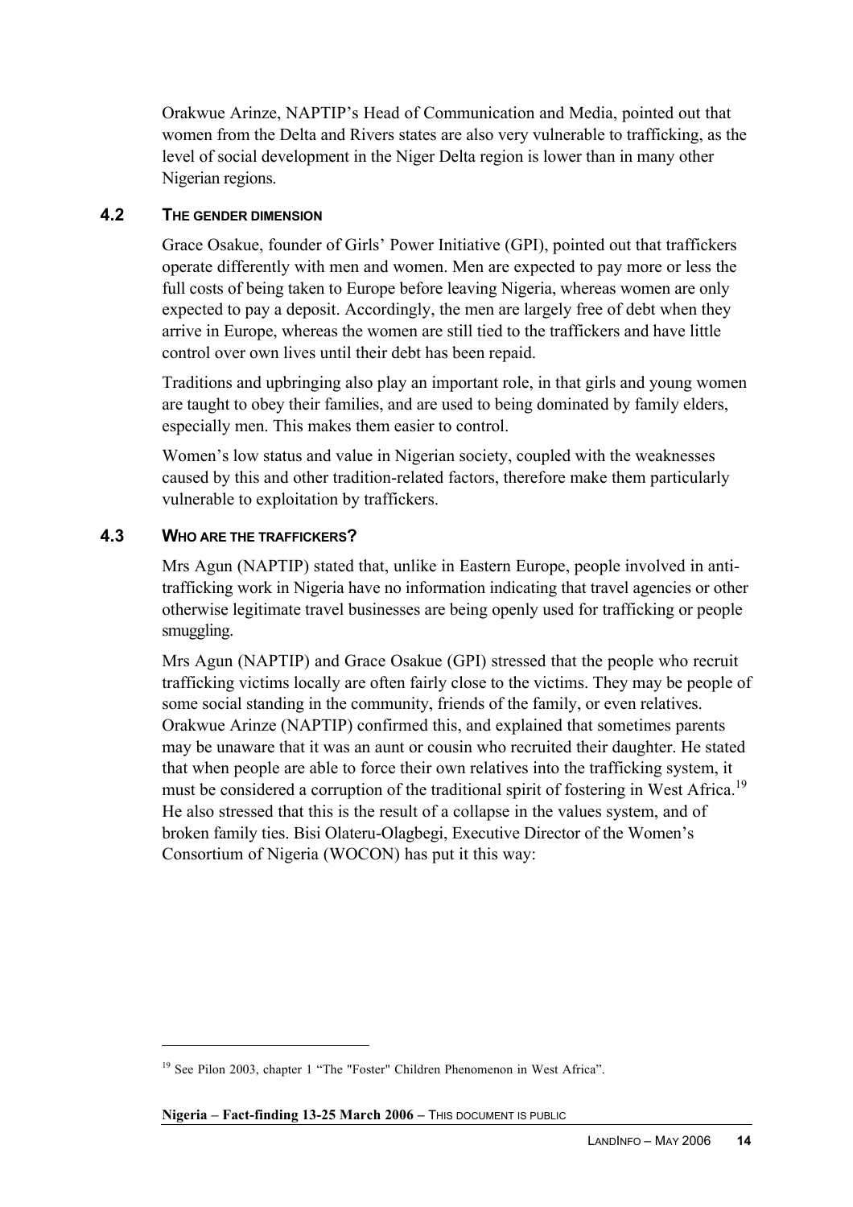Orakwue Arinze, NAPTIP's Head of Communication and Media, pointed out that women from the Delta and Rivers states are also very vulnerable to trafficking, as the level of social development in the Niger Delta region is lower than in many other Nigerian regions.

### 4.2 THE GENDER DIMENSION

Grace Osakue, founder of Girls' Power Initiative (GPI), pointed out that traffickers operate differently with men and women. Men are expected to pay more or less the full costs of being taken to Europe before leaving Nigeria, whereas women are only expected to pay a deposit. Accordingly, the men are largely free of debt when they arrive in Europe, whereas the women are still tied to the traffickers and have little control over own lives until their debt has been repaid.

Traditions and upbringing also play an important role, in that girls and young women are taught to obey their families, and are used to being dominated by family elders, especially men. This makes them easier to control.

Women's low status and value in Nigerian society, coupled with the weaknesses caused by this and other tradition-related factors, therefore make them particularly vulnerable to exploitation by traffickers.

### 4.3 WHO ARE THE TRAFFICKERS?

Mrs Agun (NAPTIP) stated that, unlike in Eastern Europe, people involved in anti-trafficking work in Nigeria have no information indicating that travel agencies or other otherwise legitimate travel businesses are being openly used for trafficking or people smuggling.

Mrs Agun (NAPTIP) and Grace Osakue (GPI) stressed that the people who recruit trafficking victims locally are often fairly close to the victims. They may be people of some social standing in the community, friends of the family, or even relatives. Orakwue Arinze (NAPTIP) confirmed this, and explained that sometimes parents may be unaware that it was an aunt or cousin who recruited their daughter. He stated that when people are able to force their own relatives into the trafficking system, it must be considered a corruption of the traditional spirit of fostering in West Africa.[19] He also stressed that this is the result of a collapse in the values system, and of broken family ties. Bisi Olateru-Olagbegi, Executive Director of the Women's Consortium of Nigeria (WOCON) has put it this way:

[19] See Pilon 2003, chapter 1 "The "Foster" Children Phenomenon in West Africa".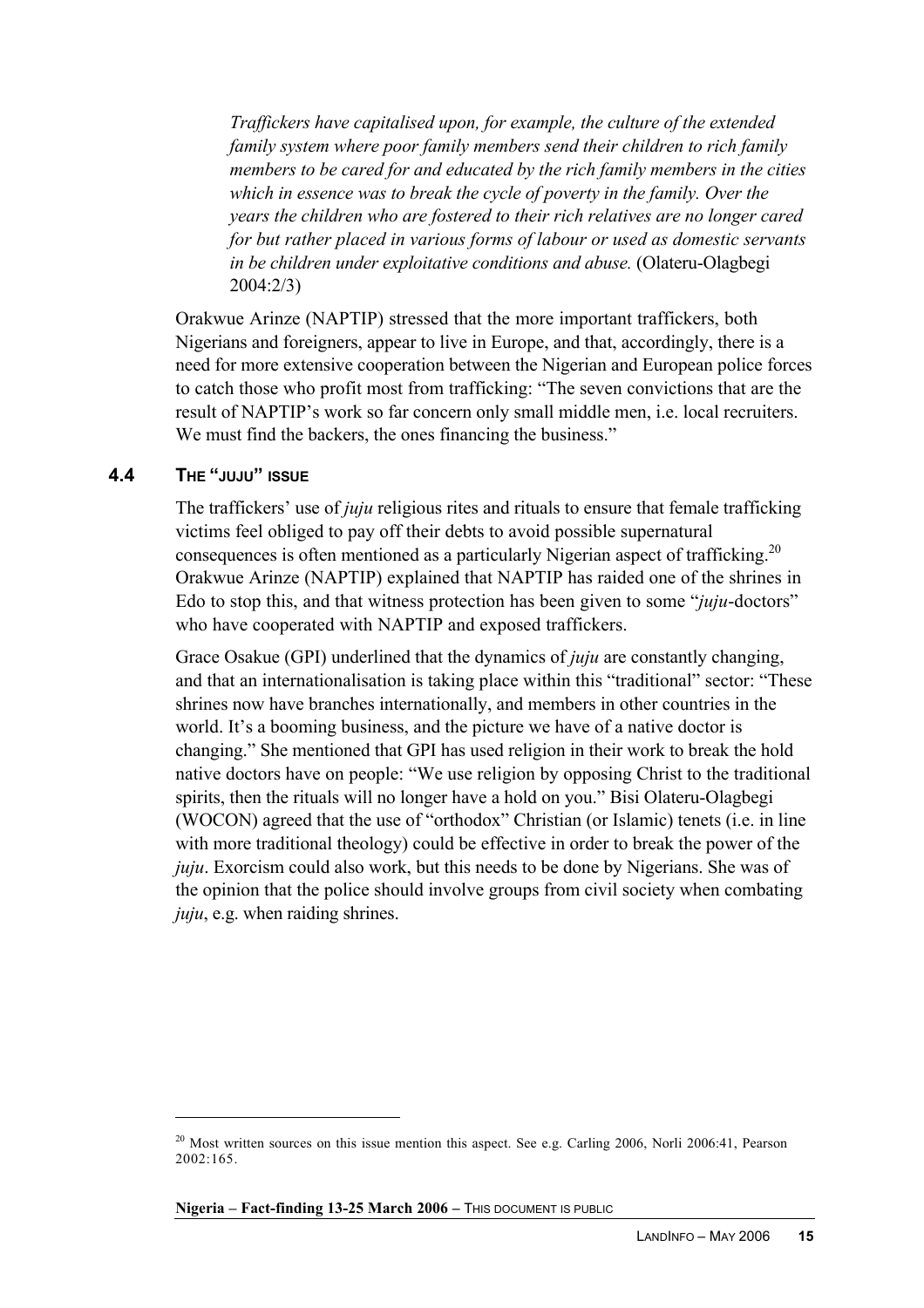> *Traffickers have capitalised upon, for example, the culture of the extended family system where poor family members send their children to rich family members to be cared for and educated by the rich family members in the cities which in essence was to break the cycle of poverty in the family. Over the years the children who are fostered to their rich relatives are no longer cared for but rather placed in various forms of labour or used as domestic servants in be children under exploitative conditions and abuse.* (Olateru-Olagbegi 2004:2/3)

Orakwue Arinze (NAPTIP) stressed that the more important traffickers, both Nigerians and foreigners, appear to live in Europe, and that, accordingly, there is a need for more extensive cooperation between the Nigerian and European police forces to catch those who profit most from trafficking: "The seven convictions that are the result of NAPTIP's work so far concern only small middle men, i.e. local recruiters. We must find the backers, the ones financing the business."

## 4.4 THE "JUJU" ISSUE

The traffickers' use of *juju* religious rites and rituals to ensure that female trafficking victims feel obliged to pay off their debts to avoid possible supernatural consequences is often mentioned as a particularly Nigerian aspect of trafficking.[20] Orakwue Arinze (NAPTIP) explained that NAPTIP has raided one of the shrines in Edo to stop this, and that witness protection has been given to some "*juju*-doctors" who have cooperated with NAPTIP and exposed traffickers.

Grace Osakue (GPI) underlined that the dynamics of *juju* are constantly changing, and that an internationalisation is taking place within this "traditional" sector: "These shrines now have branches internationally, and members in other countries in the world. It's a booming business, and the picture we have of a native doctor is changing." She mentioned that GPI has used religion in their work to break the hold native doctors have on people: "We use religion by opposing Christ to the traditional spirits, then the rituals will no longer have a hold on you." Bisi Olateru-Olagbegi (WOCON) agreed that the use of "orthodox" Christian (or Islamic) tenets (i.e. in line with more traditional theology) could be effective in order to break the power of the *juju*. Exorcism could also work, but this needs to be done by Nigerians. She was of the opinion that the police should involve groups from civil society when combating *juju*, e.g. when raiding shrines.

[20] Most written sources on this issue mention this aspect. See e.g. Carling 2006, Norli 2006:41, Pearson 2002:165.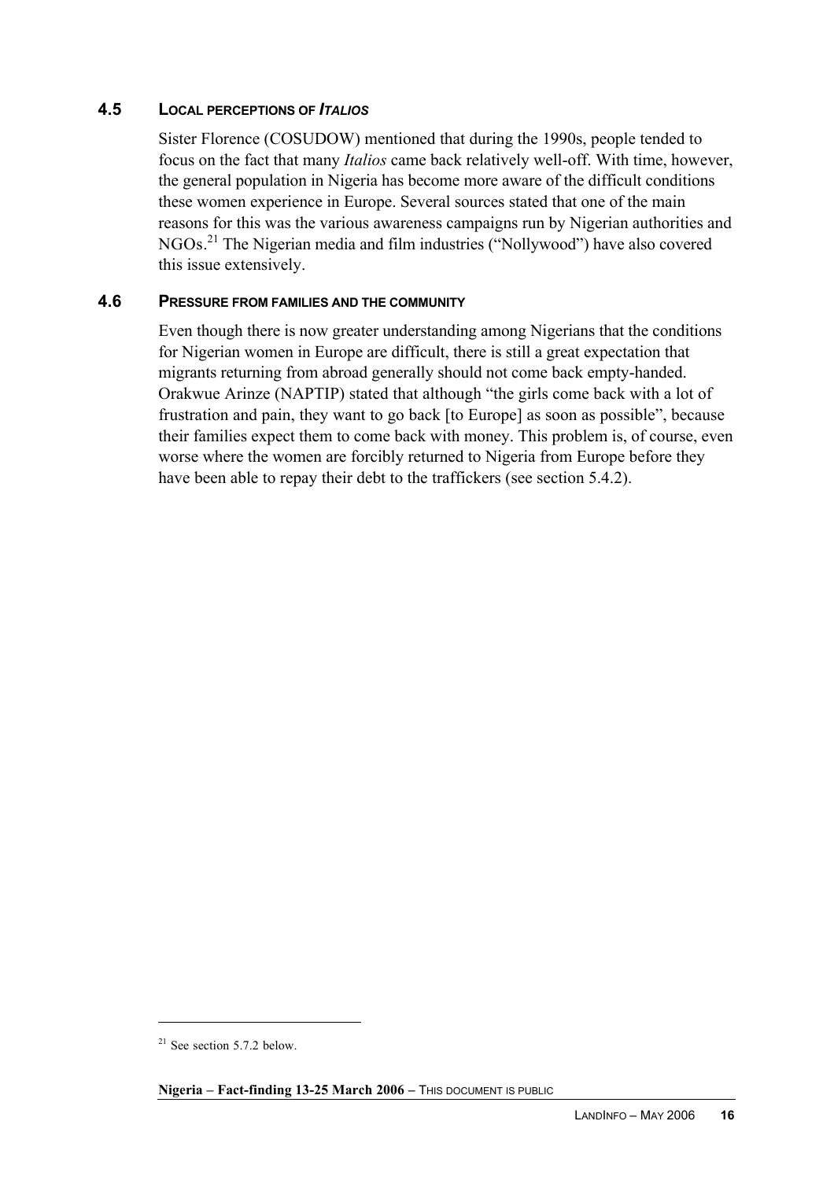### 4.5 LOCAL PERCEPTIONS OF *ITALIOS*

Sister Florence (COSUDOW) mentioned that during the 1990s, people tended to focus on the fact that many *Italios* came back relatively well-off. With time, however, the general population in Nigeria has become more aware of the difficult conditions these women experience in Europe. Several sources stated that one of the main reasons for this was the various awareness campaigns run by Nigerian authorities and NGOs.[21] The Nigerian media and film industries ("Nollywood") have also covered this issue extensively.

### 4.6 PRESSURE FROM FAMILIES AND THE COMMUNITY

Even though there is now greater understanding among Nigerians that the conditions for Nigerian women in Europe are difficult, there is still a great expectation that migrants returning from abroad generally should not come back empty-handed. Orakwue Arinze (NAPTIP) stated that although "the girls come back with a lot of frustration and pain, they want to go back [to Europe] as soon as possible", because their families expect them to come back with money. This problem is, of course, even worse where the women are forcibly returned to Nigeria from Europe before they have been able to repay their debt to the traffickers (see section 5.4.2).

---

[21] See section 5.7.2 below.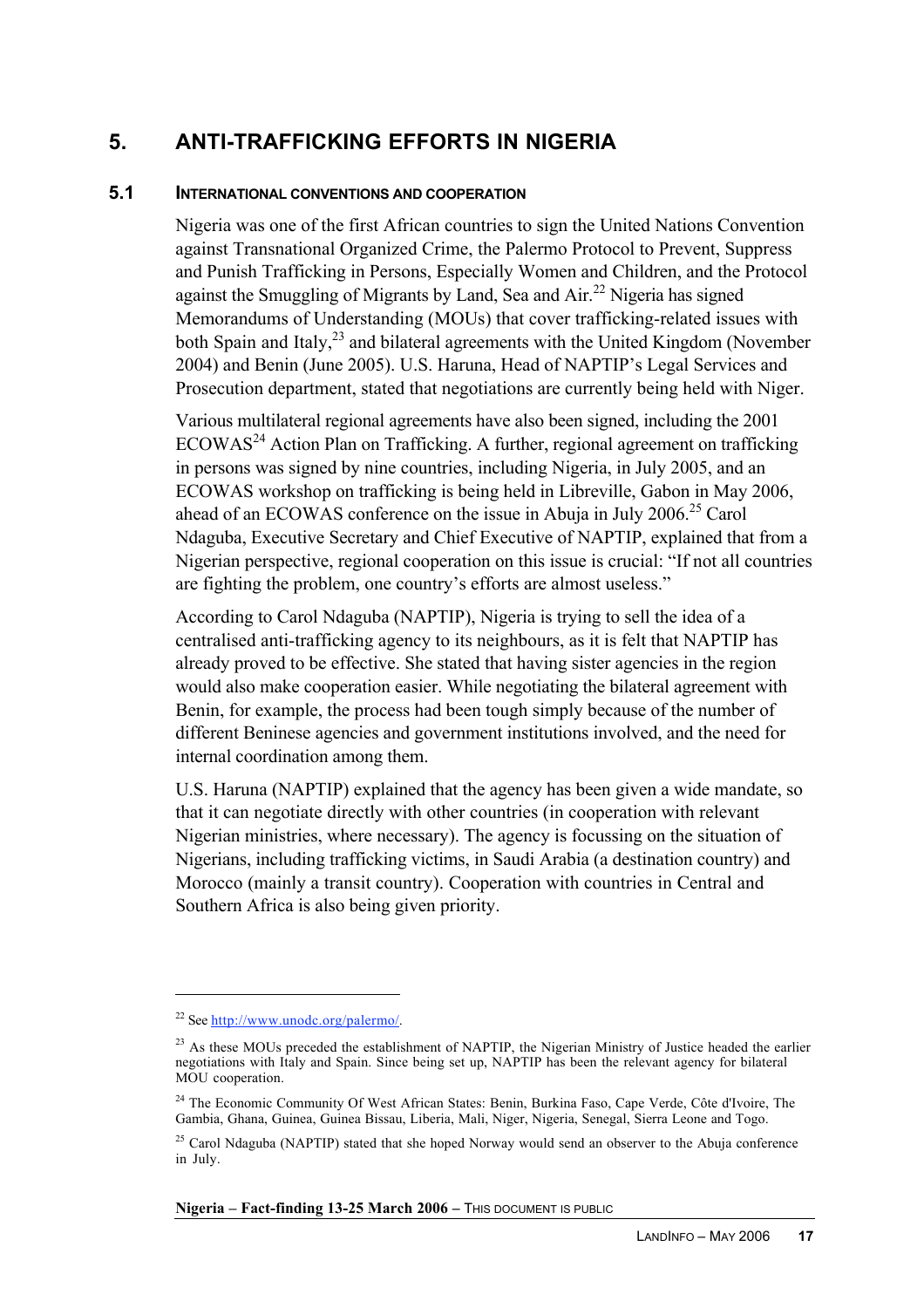# 5. ANTI-TRAFFICKING EFFORTS IN NIGERIA

## 5.1 INTERNATIONAL CONVENTIONS AND COOPERATION

Nigeria was one of the first African countries to sign the United Nations Convention against Transnational Organized Crime, the Palermo Protocol to Prevent, Suppress and Punish Trafficking in Persons, Especially Women and Children, and the Protocol against the Smuggling of Migrants by Land, Sea and Air.[22] Nigeria has signed Memorandums of Understanding (MOUs) that cover trafficking-related issues with both Spain and Italy,[23] and bilateral agreements with the United Kingdom (November 2004) and Benin (June 2005). U.S. Haruna, Head of NAPTIP's Legal Services and Prosecution department, stated that negotiations are currently being held with Niger.

Various multilateral regional agreements have also been signed, including the 2001 ECOWAS[24] Action Plan on Trafficking. A further, regional agreement on trafficking in persons was signed by nine countries, including Nigeria, in July 2005, and an ECOWAS workshop on trafficking is being held in Libreville, Gabon in May 2006, ahead of an ECOWAS conference on the issue in Abuja in July 2006.[25] Carol Ndaguba, Executive Secretary and Chief Executive of NAPTIP, explained that from a Nigerian perspective, regional cooperation on this issue is crucial: "If not all countries are fighting the problem, one country's efforts are almost useless."

According to Carol Ndaguba (NAPTIP), Nigeria is trying to sell the idea of a centralised anti-trafficking agency to its neighbours, as it is felt that NAPTIP has already proved to be effective. She stated that having sister agencies in the region would also make cooperation easier. While negotiating the bilateral agreement with Benin, for example, the process had been tough simply because of the number of different Beninese agencies and government institutions involved, and the need for internal coordination among them.

U.S. Haruna (NAPTIP) explained that the agency has been given a wide mandate, so that it can negotiate directly with other countries (in cooperation with relevant Nigerian ministries, where necessary). The agency is focussing on the situation of Nigerians, including trafficking victims, in Saudi Arabia (a destination country) and Morocco (mainly a transit country). Cooperation with countries in Central and Southern Africa is also being given priority.

---

[22] See http://www.unodc.org/palermo/.

[23] As these MOUs preceded the establishment of NAPTIP, the Nigerian Ministry of Justice headed the earlier negotiations with Italy and Spain. Since being set up, NAPTIP has been the relevant agency for bilateral MOU cooperation.

[24] The Economic Community Of West African States: Benin, Burkina Faso, Cape Verde, Côte d'Ivoire, The Gambia, Ghana, Guinea, Guinea Bissau, Liberia, Mali, Niger, Nigeria, Senegal, Sierra Leone and Togo.

[25] Carol Ndaguba (NAPTIP) stated that she hoped Norway would send an observer to the Abuja conference in July.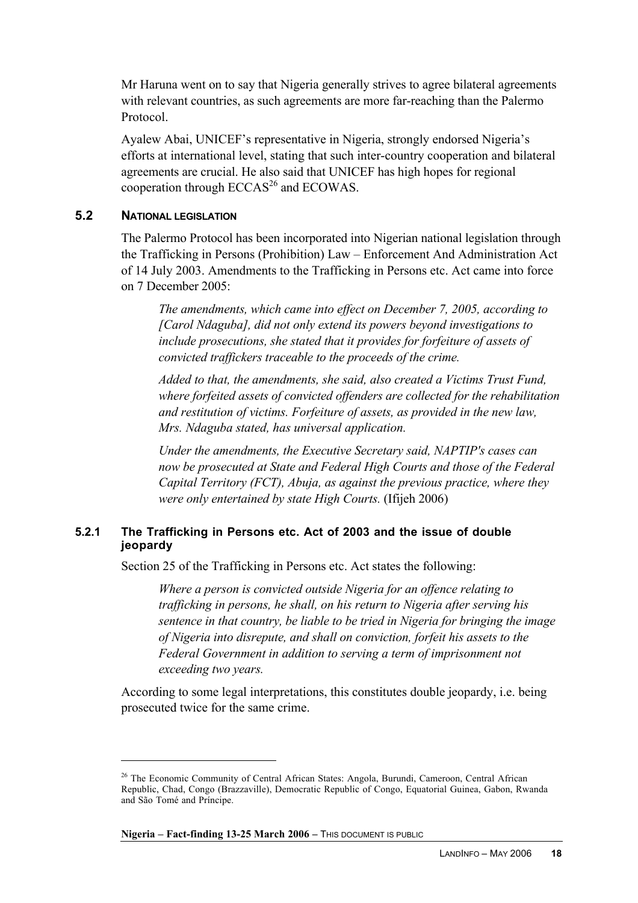Mr Haruna went on to say that Nigeria generally strives to agree bilateral agreements with relevant countries, as such agreements are more far-reaching than the Palermo Protocol.

Ayalew Abai, UNICEF's representative in Nigeria, strongly endorsed Nigeria's efforts at international level, stating that such inter-country cooperation and bilateral agreements are crucial. He also said that UNICEF has high hopes for regional cooperation through ECCAS[26] and ECOWAS.

## 5.2 National legislation

The Palermo Protocol has been incorporated into Nigerian national legislation through the Trafficking in Persons (Prohibition) Law – Enforcement And Administration Act of 14 July 2003. Amendments to the Trafficking in Persons etc. Act came into force on 7 December 2005:

> *The amendments, which came into effect on December 7, 2005, according to [Carol Ndaguba], did not only extend its powers beyond investigations to include prosecutions, she stated that it provides for forfeiture of assets of convicted traffickers traceable to the proceeds of the crime.*
>
> *Added to that, the amendments, she said, also created a Victims Trust Fund, where forfeited assets of convicted offenders are collected for the rehabilitation and restitution of victims. Forfeiture of assets, as provided in the new law, Mrs. Ndaguba stated, has universal application.*
>
> *Under the amendments, the Executive Secretary said, NAPTIP's cases can now be prosecuted at State and Federal High Courts and those of the Federal Capital Territory (FCT), Abuja, as against the previous practice, where they were only entertained by state High Courts.* (Ifijeh 2006)

### 5.2.1 The Trafficking in Persons etc. Act of 2003 and the issue of double jeopardy

Section 25 of the Trafficking in Persons etc. Act states the following:

> *Where a person is convicted outside Nigeria for an offence relating to trafficking in persons, he shall, on his return to Nigeria after serving his sentence in that country, be liable to be tried in Nigeria for bringing the image of Nigeria into disrepute, and shall on conviction, forfeit his assets to the Federal Government in addition to serving a term of imprisonment not exceeding two years.*

According to some legal interpretations, this constitutes double jeopardy, i.e. being prosecuted twice for the same crime.

---

[26] The Economic Community of Central African States: Angola, Burundi, Cameroon, Central African Republic, Chad, Congo (Brazzaville), Democratic Republic of Congo, Equatorial Guinea, Gabon, Rwanda and São Tomé and Príncipe.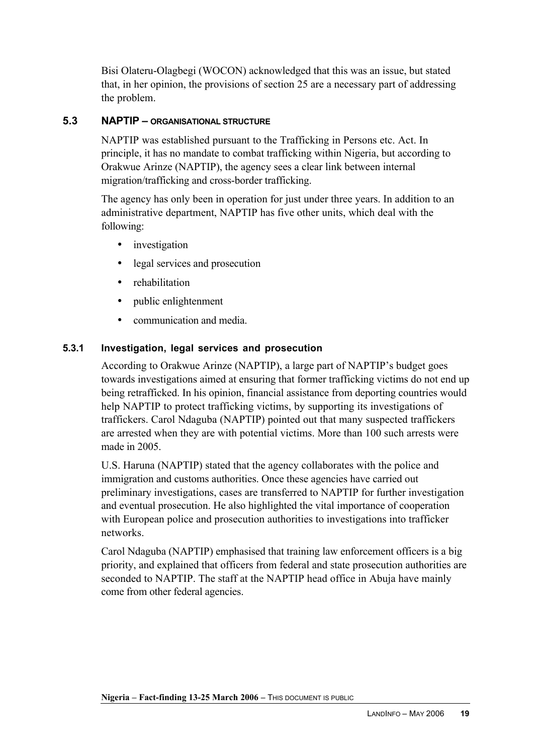Bisi Olateru-Olagbegi (WOCON) acknowledged that this was an issue, but stated that, in her opinion, the provisions of section 25 are a necessary part of addressing the problem.

## 5.3 NAPTIP – ORGANISATIONAL STRUCTURE

NAPTIP was established pursuant to the Trafficking in Persons etc. Act. In principle, it has no mandate to combat trafficking within Nigeria, but according to Orakwue Arinze (NAPTIP), the agency sees a clear link between internal migration/trafficking and cross-border trafficking.

The agency has only been in operation for just under three years. In addition to an administrative department, NAPTIP has five other units, which deal with the following:

- investigation
- legal services and prosecution
- rehabilitation
- public enlightenment
- communication and media.

### 5.3.1 Investigation, legal services and prosecution

According to Orakwue Arinze (NAPTIP), a large part of NAPTIP's budget goes towards investigations aimed at ensuring that former trafficking victims do not end up being retrafficked. In his opinion, financial assistance from deporting countries would help NAPTIP to protect trafficking victims, by supporting its investigations of traffickers. Carol Ndaguba (NAPTIP) pointed out that many suspected traffickers are arrested when they are with potential victims. More than 100 such arrests were made in 2005.

U.S. Haruna (NAPTIP) stated that the agency collaborates with the police and immigration and customs authorities. Once these agencies have carried out preliminary investigations, cases are transferred to NAPTIP for further investigation and eventual prosecution. He also highlighted the vital importance of cooperation with European police and prosecution authorities to investigations into trafficker networks.

Carol Ndaguba (NAPTIP) emphasised that training law enforcement officers is a big priority, and explained that officers from federal and state prosecution authorities are seconded to NAPTIP. The staff at the NAPTIP head office in Abuja have mainly come from other federal agencies.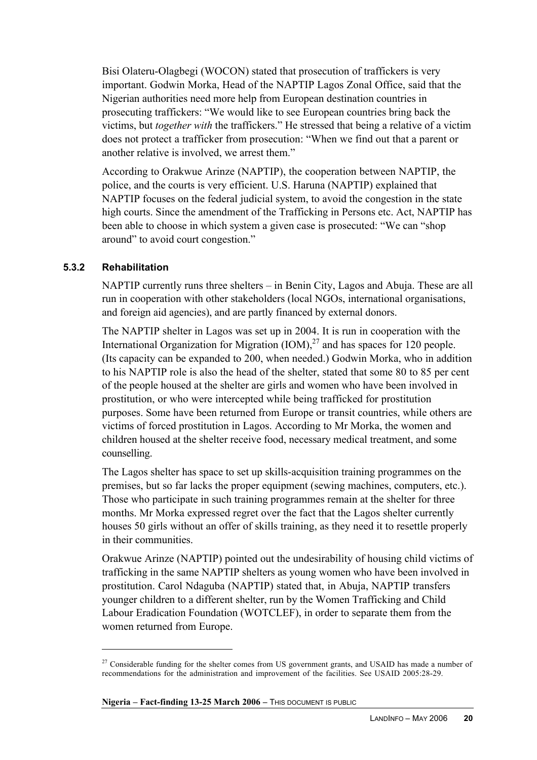Bisi Olateru-Olagbegi (WOCON) stated that prosecution of traffickers is very important. Godwin Morka, Head of the NAPTIP Lagos Zonal Office, said that the Nigerian authorities need more help from European destination countries in prosecuting traffickers: "We would like to see European countries bring back the victims, but *together with* the traffickers." He stressed that being a relative of a victim does not protect a trafficker from prosecution: "When we find out that a parent or another relative is involved, we arrest them."

According to Orakwue Arinze (NAPTIP), the cooperation between NAPTIP, the police, and the courts is very efficient. U.S. Haruna (NAPTIP) explained that NAPTIP focuses on the federal judicial system, to avoid the congestion in the state high courts. Since the amendment of the Trafficking in Persons etc. Act, NAPTIP has been able to choose in which system a given case is prosecuted: "We can "shop around" to avoid court congestion."

### 5.3.2 Rehabilitation

NAPTIP currently runs three shelters – in Benin City, Lagos and Abuja. These are all run in cooperation with other stakeholders (local NGOs, international organisations, and foreign aid agencies), and are partly financed by external donors.

The NAPTIP shelter in Lagos was set up in 2004. It is run in cooperation with the International Organization for Migration (IOM),[27] and has spaces for 120 people. (Its capacity can be expanded to 200, when needed.) Godwin Morka, who in addition to his NAPTIP role is also the head of the shelter, stated that some 80 to 85 per cent of the people housed at the shelter are girls and women who have been involved in prostitution, or who were intercepted while being trafficked for prostitution purposes. Some have been returned from Europe or transit countries, while others are victims of forced prostitution in Lagos. According to Mr Morka, the women and children housed at the shelter receive food, necessary medical treatment, and some counselling.

The Lagos shelter has space to set up skills-acquisition training programmes on the premises, but so far lacks the proper equipment (sewing machines, computers, etc.). Those who participate in such training programmes remain at the shelter for three months. Mr Morka expressed regret over the fact that the Lagos shelter currently houses 50 girls without an offer of skills training, as they need it to resettle properly in their communities.

Orakwue Arinze (NAPTIP) pointed out the undesirability of housing child victims of trafficking in the same NAPTIP shelters as young women who have been involved in prostitution. Carol Ndaguba (NAPTIP) stated that, in Abuja, NAPTIP transfers younger children to a different shelter, run by the Women Trafficking and Child Labour Eradication Foundation (WOTCLEF), in order to separate them from the women returned from Europe.

---

[27] Considerable funding for the shelter comes from US government grants, and USAID has made a number of recommendations for the administration and improvement of the facilities. See USAID 2005:28-29.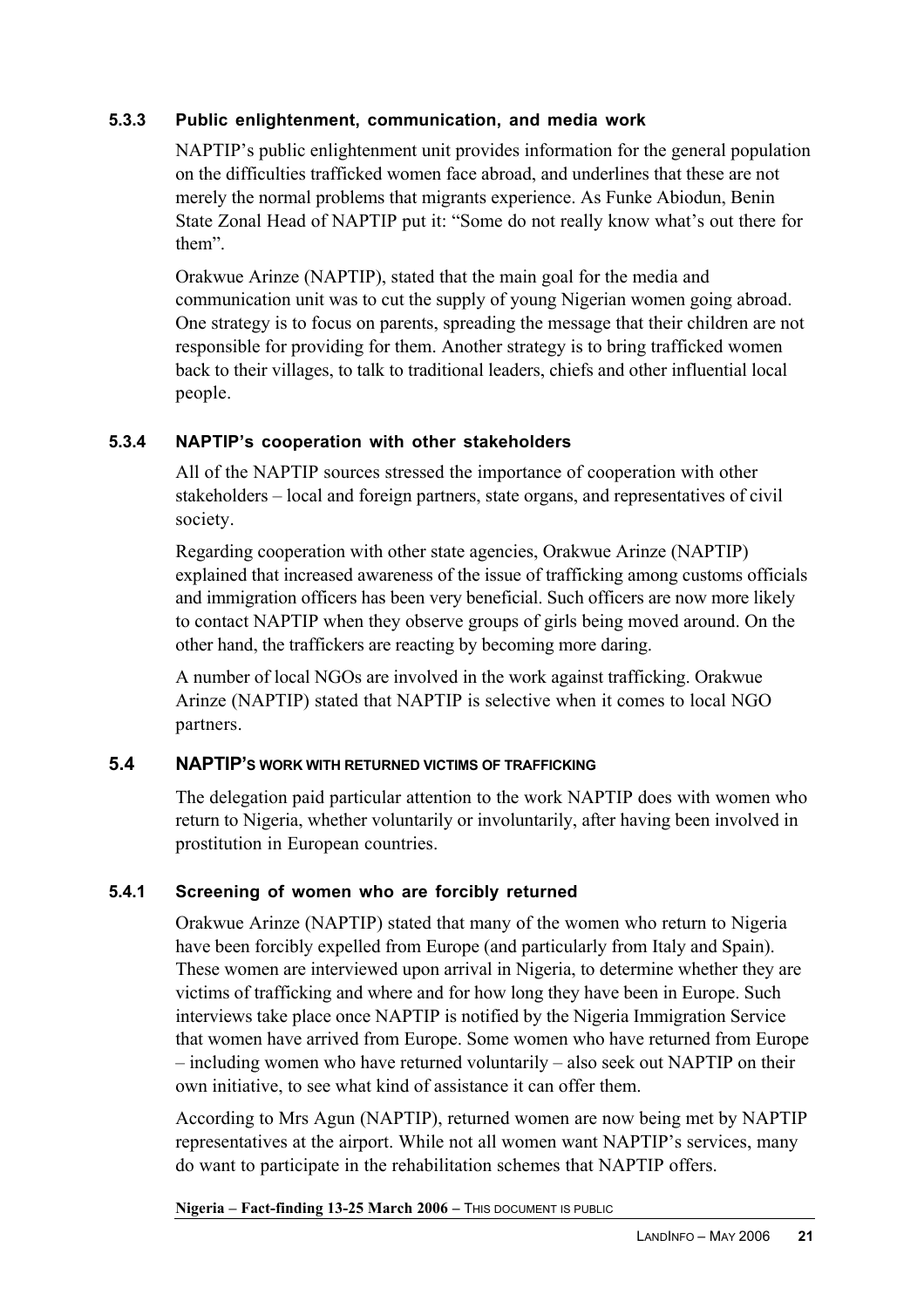### 5.3.3 Public enlightenment, communication, and media work

NAPTIP's public enlightenment unit provides information for the general population on the difficulties trafficked women face abroad, and underlines that these are not merely the normal problems that migrants experience. As Funke Abiodun, Benin State Zonal Head of NAPTIP put it: "Some do not really know what's out there for them".

Orakwue Arinze (NAPTIP), stated that the main goal for the media and communication unit was to cut the supply of young Nigerian women going abroad. One strategy is to focus on parents, spreading the message that their children are not responsible for providing for them. Another strategy is to bring trafficked women back to their villages, to talk to traditional leaders, chiefs and other influential local people.

### 5.3.4 NAPTIP's cooperation with other stakeholders

All of the NAPTIP sources stressed the importance of cooperation with other stakeholders – local and foreign partners, state organs, and representatives of civil society.

Regarding cooperation with other state agencies, Orakwue Arinze (NAPTIP) explained that increased awareness of the issue of trafficking among customs officials and immigration officers has been very beneficial. Such officers are now more likely to contact NAPTIP when they observe groups of girls being moved around. On the other hand, the traffickers are reacting by becoming more daring.

A number of local NGOs are involved in the work against trafficking. Orakwue Arinze (NAPTIP) stated that NAPTIP is selective when it comes to local NGO partners.

## 5.4 NAPTIP'S WORK WITH RETURNED VICTIMS OF TRAFFICKING

The delegation paid particular attention to the work NAPTIP does with women who return to Nigeria, whether voluntarily or involuntarily, after having been involved in prostitution in European countries.

### 5.4.1 Screening of women who are forcibly returned

Orakwue Arinze (NAPTIP) stated that many of the women who return to Nigeria have been forcibly expelled from Europe (and particularly from Italy and Spain). These women are interviewed upon arrival in Nigeria, to determine whether they are victims of trafficking and where and for how long they have been in Europe. Such interviews take place once NAPTIP is notified by the Nigeria Immigration Service that women have arrived from Europe. Some women who have returned from Europe – including women who have returned voluntarily – also seek out NAPTIP on their own initiative, to see what kind of assistance it can offer them.

According to Mrs Agun (NAPTIP), returned women are now being met by NAPTIP representatives at the airport. While not all women want NAPTIP's services, many do want to participate in the rehabilitation schemes that NAPTIP offers.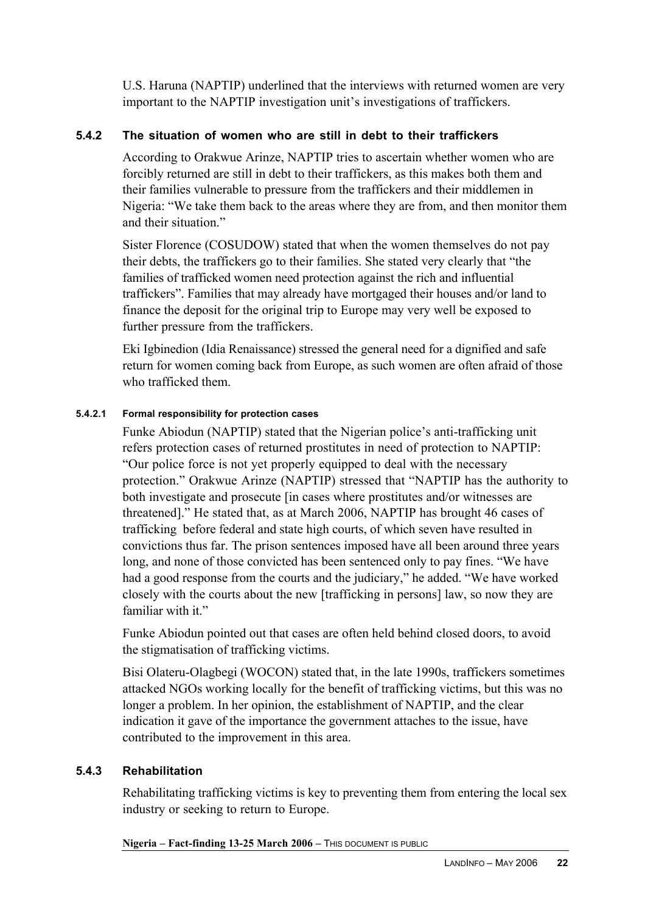U.S. Haruna (NAPTIP) underlined that the interviews with returned women are very important to the NAPTIP investigation unit's investigations of traffickers.

### 5.4.2 The situation of women who are still in debt to their traffickers

According to Orakwue Arinze, NAPTIP tries to ascertain whether women who are forcibly returned are still in debt to their traffickers, as this makes both them and their families vulnerable to pressure from the traffickers and their middlemen in Nigeria: "We take them back to the areas where they are from, and then monitor them and their situation."

Sister Florence (COSUDOW) stated that when the women themselves do not pay their debts, the traffickers go to their families. She stated very clearly that "the families of trafficked women need protection against the rich and influential traffickers". Families that may already have mortgaged their houses and/or land to finance the deposit for the original trip to Europe may very well be exposed to further pressure from the traffickers.

Eki Igbinedion (Idia Renaissance) stressed the general need for a dignified and safe return for women coming back from Europe, as such women are often afraid of those who trafficked them.

#### 5.4.2.1 Formal responsibility for protection cases

Funke Abiodun (NAPTIP) stated that the Nigerian police's anti-trafficking unit refers protection cases of returned prostitutes in need of protection to NAPTIP: "Our police force is not yet properly equipped to deal with the necessary protection." Orakwue Arinze (NAPTIP) stressed that "NAPTIP has the authority to both investigate and prosecute [in cases where prostitutes and/or witnesses are threatened]." He stated that, as at March 2006, NAPTIP has brought 46 cases of trafficking before federal and state high courts, of which seven have resulted in convictions thus far. The prison sentences imposed have all been around three years long, and none of those convicted has been sentenced only to pay fines. "We have had a good response from the courts and the judiciary," he added. "We have worked closely with the courts about the new [trafficking in persons] law, so now they are familiar with it."

Funke Abiodun pointed out that cases are often held behind closed doors, to avoid the stigmatisation of trafficking victims.

Bisi Olateru-Olagbegi (WOCON) stated that, in the late 1990s, traffickers sometimes attacked NGOs working locally for the benefit of trafficking victims, but this was no longer a problem. In her opinion, the establishment of NAPTIP, and the clear indication it gave of the importance the government attaches to the issue, have contributed to the improvement in this area.

### 5.4.3 Rehabilitation

Rehabilitating trafficking victims is key to preventing them from entering the local sex industry or seeking to return to Europe.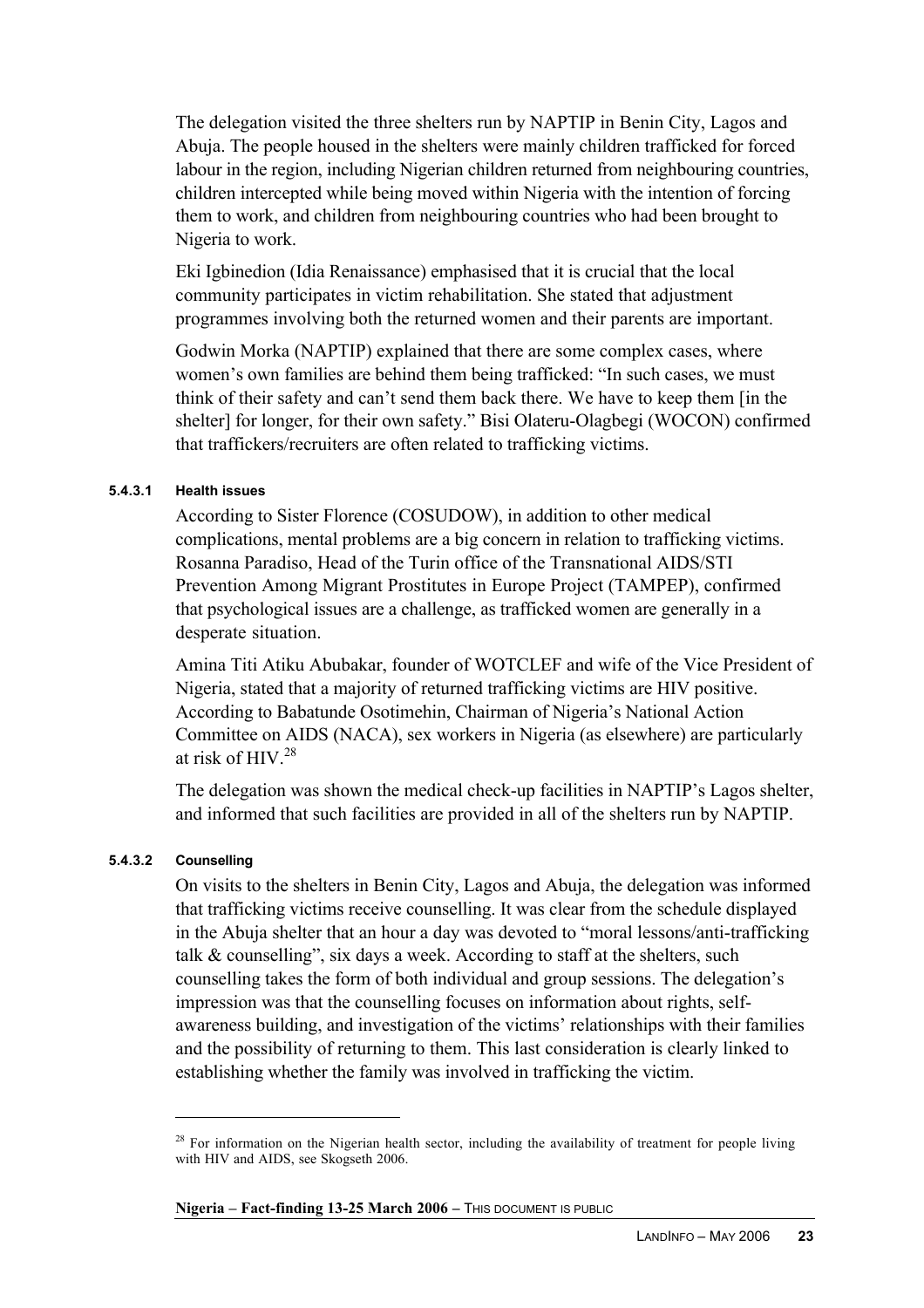The delegation visited the three shelters run by NAPTIP in Benin City, Lagos and Abuja. The people housed in the shelters were mainly children trafficked for forced labour in the region, including Nigerian children returned from neighbouring countries, children intercepted while being moved within Nigeria with the intention of forcing them to work, and children from neighbouring countries who had been brought to Nigeria to work.

Eki Igbinedion (Idia Renaissance) emphasised that it is crucial that the local community participates in victim rehabilitation. She stated that adjustment programmes involving both the returned women and their parents are important.

Godwin Morka (NAPTIP) explained that there are some complex cases, where women's own families are behind them being trafficked: "In such cases, we must think of their safety and can't send them back there. We have to keep them [in the shelter] for longer, for their own safety." Bisi Olateru-Olagbegi (WOCON) confirmed that traffickers/recruiters are often related to trafficking victims.

#### 5.4.3.1 Health issues

According to Sister Florence (COSUDOW), in addition to other medical complications, mental problems are a big concern in relation to trafficking victims. Rosanna Paradiso, Head of the Turin office of the Transnational AIDS/STI Prevention Among Migrant Prostitutes in Europe Project (TAMPEP), confirmed that psychological issues are a challenge, as trafficked women are generally in a desperate situation.

Amina Titi Atiku Abubakar, founder of WOTCLEF and wife of the Vice President of Nigeria, stated that a majority of returned trafficking victims are HIV positive. According to Babatunde Osotimehin, Chairman of Nigeria's National Action Committee on AIDS (NACA), sex workers in Nigeria (as elsewhere) are particularly at risk of HIV.[28]

The delegation was shown the medical check-up facilities in NAPTIP's Lagos shelter, and informed that such facilities are provided in all of the shelters run by NAPTIP.

#### 5.4.3.2 Counselling

On visits to the shelters in Benin City, Lagos and Abuja, the delegation was informed that trafficking victims receive counselling. It was clear from the schedule displayed in the Abuja shelter that an hour a day was devoted to "moral lessons/anti-trafficking talk & counselling", six days a week. According to staff at the shelters, such counselling takes the form of both individual and group sessions. The delegation's impression was that the counselling focuses on information about rights, self-awareness building, and investigation of the victims' relationships with their families and the possibility of returning to them. This last consideration is clearly linked to establishing whether the family was involved in trafficking the victim.

---

[28] For information on the Nigerian health sector, including the availability of treatment for people living with HIV and AIDS, see Skogseth 2006.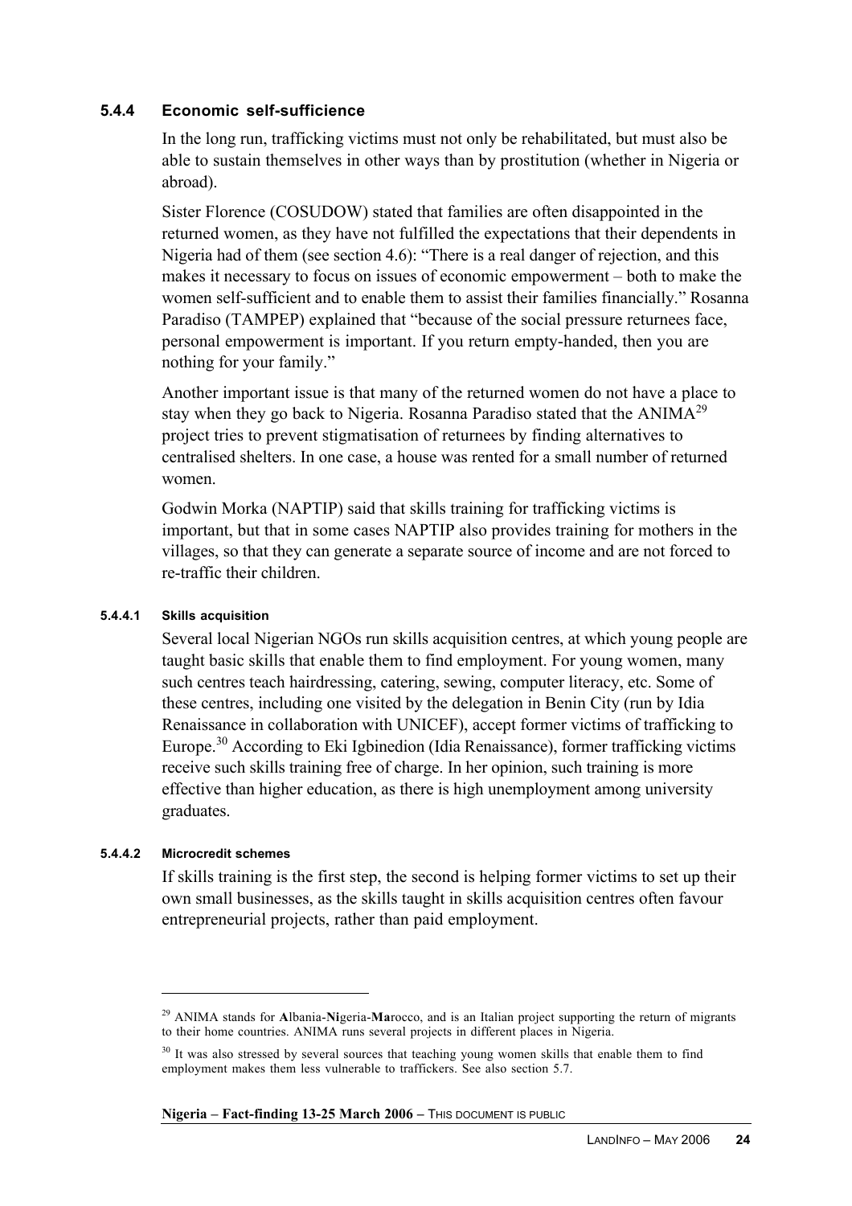### 5.4.4 Economic self-sufficience

In the long run, trafficking victims must not only be rehabilitated, but must also be able to sustain themselves in other ways than by prostitution (whether in Nigeria or abroad).

Sister Florence (COSUDOW) stated that families are often disappointed in the returned women, as they have not fulfilled the expectations that their dependents in Nigeria had of them (see section 4.6): "There is a real danger of rejection, and this makes it necessary to focus on issues of economic empowerment – both to make the women self-sufficient and to enable them to assist their families financially." Rosanna Paradiso (TAMPEP) explained that "because of the social pressure returnees face, personal empowerment is important. If you return empty-handed, then you are nothing for your family."

Another important issue is that many of the returned women do not have a place to stay when they go back to Nigeria. Rosanna Paradiso stated that the ANIMA[29] project tries to prevent stigmatisation of returnees by finding alternatives to centralised shelters. In one case, a house was rented for a small number of returned women.

Godwin Morka (NAPTIP) said that skills training for trafficking victims is important, but that in some cases NAPTIP also provides training for mothers in the villages, so that they can generate a separate source of income and are not forced to re-traffic their children.

#### 5.4.4.1 Skills acquisition

Several local Nigerian NGOs run skills acquisition centres, at which young people are taught basic skills that enable them to find employment. For young women, many such centres teach hairdressing, catering, sewing, computer literacy, etc. Some of these centres, including one visited by the delegation in Benin City (run by Idia Renaissance in collaboration with UNICEF), accept former victims of trafficking to Europe.[30] According to Eki Igbinedion (Idia Renaissance), former trafficking victims receive such skills training free of charge. In her opinion, such training is more effective than higher education, as there is high unemployment among university graduates.

#### 5.4.4.2 Microcredit schemes

If skills training is the first step, the second is helping former victims to set up their own small businesses, as the skills taught in skills acquisition centres often favour entrepreneurial projects, rather than paid employment.

---

[29] ANIMA stands for **A**lbania-**Ni**geria-**Ma**rocco, and is an Italian project supporting the return of migrants to their home countries. ANIMA runs several projects in different places in Nigeria.

[30] It was also stressed by several sources that teaching young women skills that enable them to find employment makes them less vulnerable to traffickers. See also section 5.7.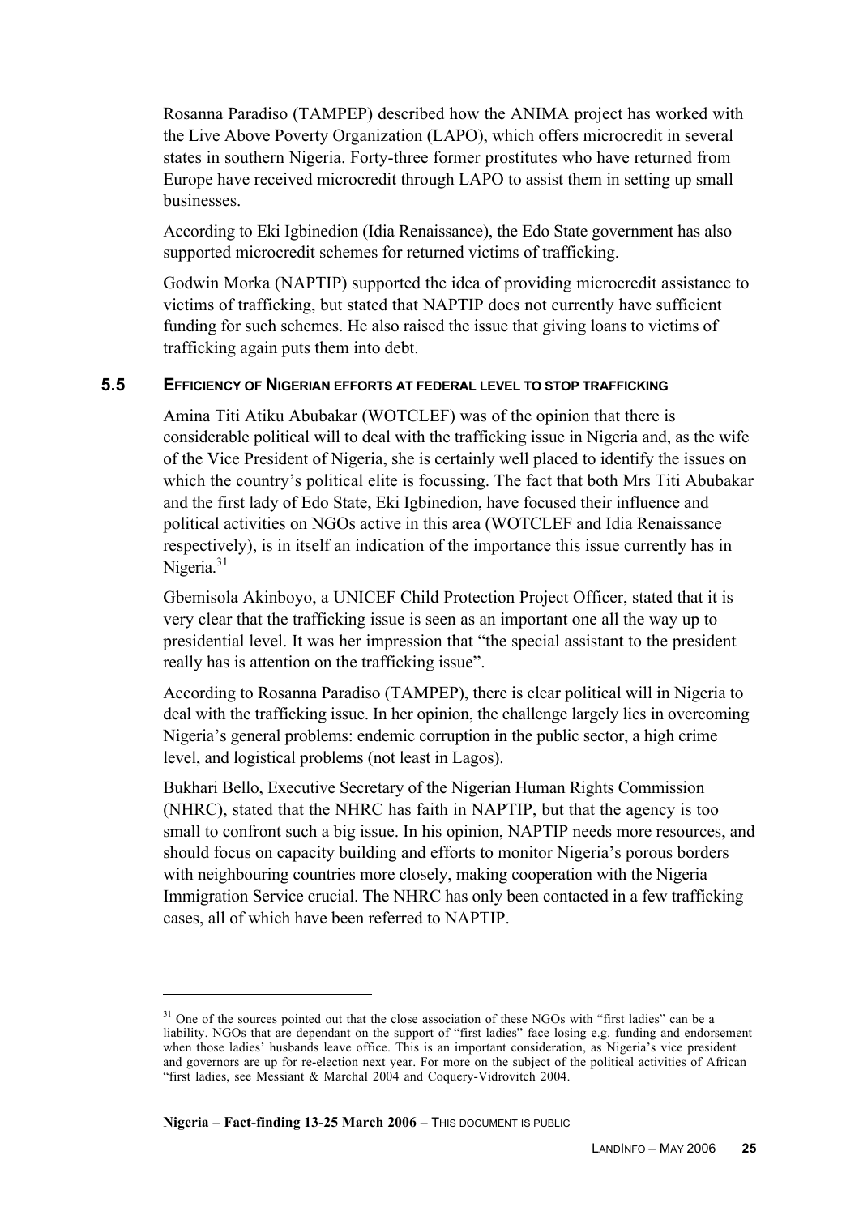Rosanna Paradiso (TAMPEP) described how the ANIMA project has worked with the Live Above Poverty Organization (LAPO), which offers microcredit in several states in southern Nigeria. Forty-three former prostitutes who have returned from Europe have received microcredit through LAPO to assist them in setting up small businesses.

According to Eki Igbinedion (Idia Renaissance), the Edo State government has also supported microcredit schemes for returned victims of trafficking.

Godwin Morka (NAPTIP) supported the idea of providing microcredit assistance to victims of trafficking, but stated that NAPTIP does not currently have sufficient funding for such schemes. He also raised the issue that giving loans to victims of trafficking again puts them into debt.

## 5.5 EFFICIENCY OF NIGERIAN EFFORTS AT FEDERAL LEVEL TO STOP TRAFFICKING

Amina Titi Atiku Abubakar (WOTCLEF) was of the opinion that there is considerable political will to deal with the trafficking issue in Nigeria and, as the wife of the Vice President of Nigeria, she is certainly well placed to identify the issues on which the country's political elite is focussing. The fact that both Mrs Titi Abubakar and the first lady of Edo State, Eki Igbinedion, have focused their influence and political activities on NGOs active in this area (WOTCLEF and Idia Renaissance respectively), is in itself an indication of the importance this issue currently has in Nigeria.[31]

Gbemisola Akinboyo, a UNICEF Child Protection Project Officer, stated that it is very clear that the trafficking issue is seen as an important one all the way up to presidential level. It was her impression that "the special assistant to the president really has is attention on the trafficking issue".

According to Rosanna Paradiso (TAMPEP), there is clear political will in Nigeria to deal with the trafficking issue. In her opinion, the challenge largely lies in overcoming Nigeria's general problems: endemic corruption in the public sector, a high crime level, and logistical problems (not least in Lagos).

Bukhari Bello, Executive Secretary of the Nigerian Human Rights Commission (NHRC), stated that the NHRC has faith in NAPTIP, but that the agency is too small to confront such a big issue. In his opinion, NAPTIP needs more resources, and should focus on capacity building and efforts to monitor Nigeria's porous borders with neighbouring countries more closely, making cooperation with the Nigeria Immigration Service crucial. The NHRC has only been contacted in a few trafficking cases, all of which have been referred to NAPTIP.

---

[31] One of the sources pointed out that the close association of these NGOs with "first ladies" can be a liability. NGOs that are dependant on the support of "first ladies" face losing e.g. funding and endorsement when those ladies' husbands leave office. This is an important consideration, as Nigeria's vice president and governors are up for re-election next year. For more on the subject of the political activities of African "first ladies, see Messiant & Marchal 2004 and Coquery-Vidrovitch 2004.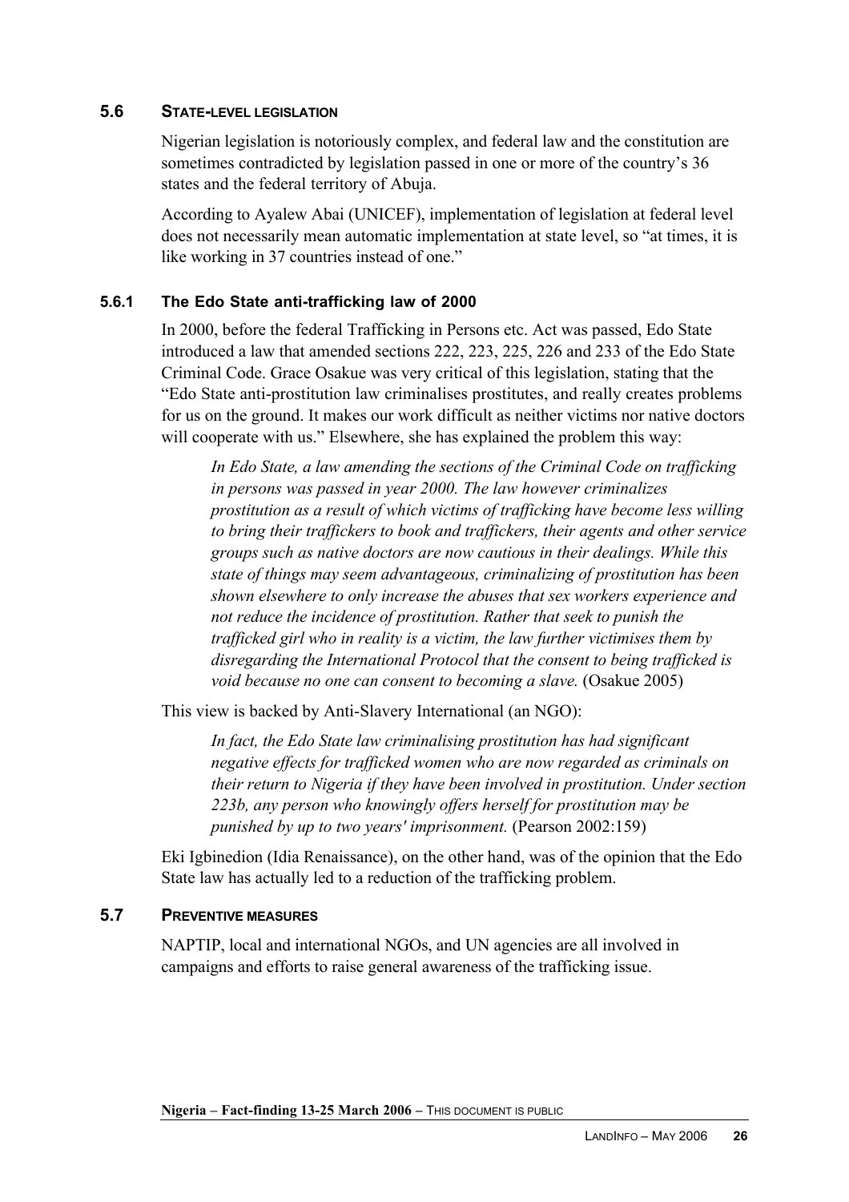## 5.6 STATE-LEVEL LEGISLATION

Nigerian legislation is notoriously complex, and federal law and the constitution are sometimes contradicted by legislation passed in one or more of the country's 36 states and the federal territory of Abuja.

According to Ayalew Abai (UNICEF), implementation of legislation at federal level does not necessarily mean automatic implementation at state level, so "at times, it is like working in 37 countries instead of one."

### 5.6.1 The Edo State anti-trafficking law of 2000

In 2000, before the federal Trafficking in Persons etc. Act was passed, Edo State introduced a law that amended sections 222, 223, 225, 226 and 233 of the Edo State Criminal Code. Grace Osakue was very critical of this legislation, stating that the "Edo State anti-prostitution law criminalises prostitutes, and really creates problems for us on the ground. It makes our work difficult as neither victims nor native doctors will cooperate with us." Elsewhere, she has explained the problem this way:

> *In Edo State, a law amending the sections of the Criminal Code on trafficking in persons was passed in year 2000. The law however criminalizes prostitution as a result of which victims of trafficking have become less willing to bring their traffickers to book and traffickers, their agents and other service groups such as native doctors are now cautious in their dealings. While this state of things may seem advantageous, criminalizing of prostitution has been shown elsewhere to only increase the abuses that sex workers experience and not reduce the incidence of prostitution. Rather that seek to punish the trafficked girl who in reality is a victim, the law further victimises them by disregarding the International Protocol that the consent to being trafficked is void because no one can consent to becoming a slave.* (Osakue 2005)

This view is backed by Anti-Slavery International (an NGO):

> *In fact, the Edo State law criminalising prostitution has had significant negative effects for trafficked women who are now regarded as criminals on their return to Nigeria if they have been involved in prostitution. Under section 223b, any person who knowingly offers herself for prostitution may be punished by up to two years' imprisonment.* (Pearson 2002:159)

Eki Igbinedion (Idia Renaissance), on the other hand, was of the opinion that the Edo State law has actually led to a reduction of the trafficking problem.

## 5.7 PREVENTIVE MEASURES

NAPTIP, local and international NGOs, and UN agencies are all involved in campaigns and efforts to raise general awareness of the trafficking issue.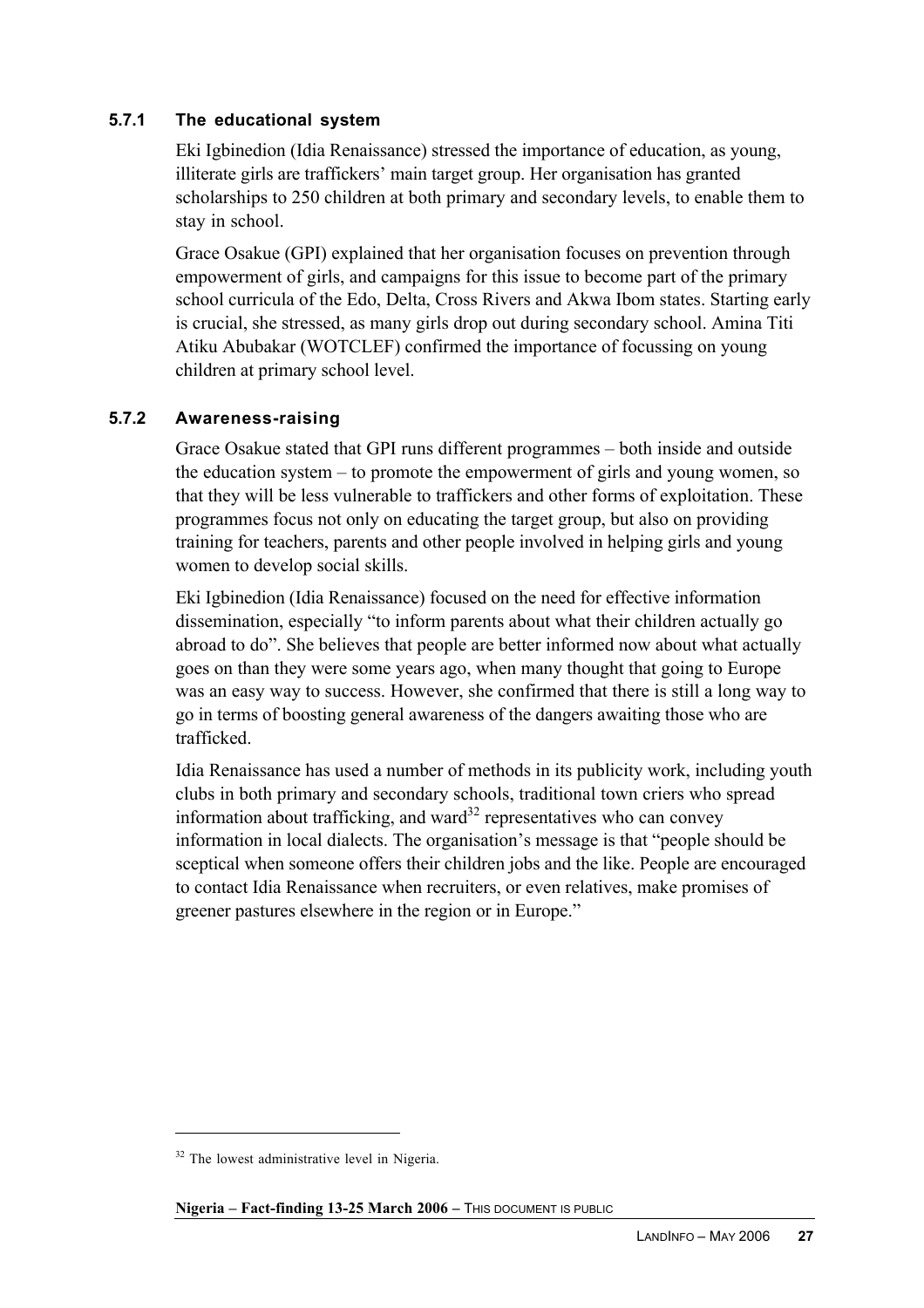### 5.7.1 The educational system

Eki Igbinedion (Idia Renaissance) stressed the importance of education, as young, illiterate girls are traffickers' main target group. Her organisation has granted scholarships to 250 children at both primary and secondary levels, to enable them to stay in school.

Grace Osakue (GPI) explained that her organisation focuses on prevention through empowerment of girls, and campaigns for this issue to become part of the primary school curricula of the Edo, Delta, Cross Rivers and Akwa Ibom states. Starting early is crucial, she stressed, as many girls drop out during secondary school. Amina Titi Atiku Abubakar (WOTCLEF) confirmed the importance of focussing on young children at primary school level.

### 5.7.2 Awareness-raising

Grace Osakue stated that GPI runs different programmes – both inside and outside the education system – to promote the empowerment of girls and young women, so that they will be less vulnerable to traffickers and other forms of exploitation. These programmes focus not only on educating the target group, but also on providing training for teachers, parents and other people involved in helping girls and young women to develop social skills.

Eki Igbinedion (Idia Renaissance) focused on the need for effective information dissemination, especially "to inform parents about what their children actually go abroad to do". She believes that people are better informed now about what actually goes on than they were some years ago, when many thought that going to Europe was an easy way to success. However, she confirmed that there is still a long way to go in terms of boosting general awareness of the dangers awaiting those who are trafficked.

Idia Renaissance has used a number of methods in its publicity work, including youth clubs in both primary and secondary schools, traditional town criers who spread information about trafficking, and ward[32] representatives who can convey information in local dialects. The organisation's message is that "people should be sceptical when someone offers their children jobs and the like. People are encouraged to contact Idia Renaissance when recruiters, or even relatives, make promises of greener pastures elsewhere in the region or in Europe."

---

[32] The lowest administrative level in Nigeria.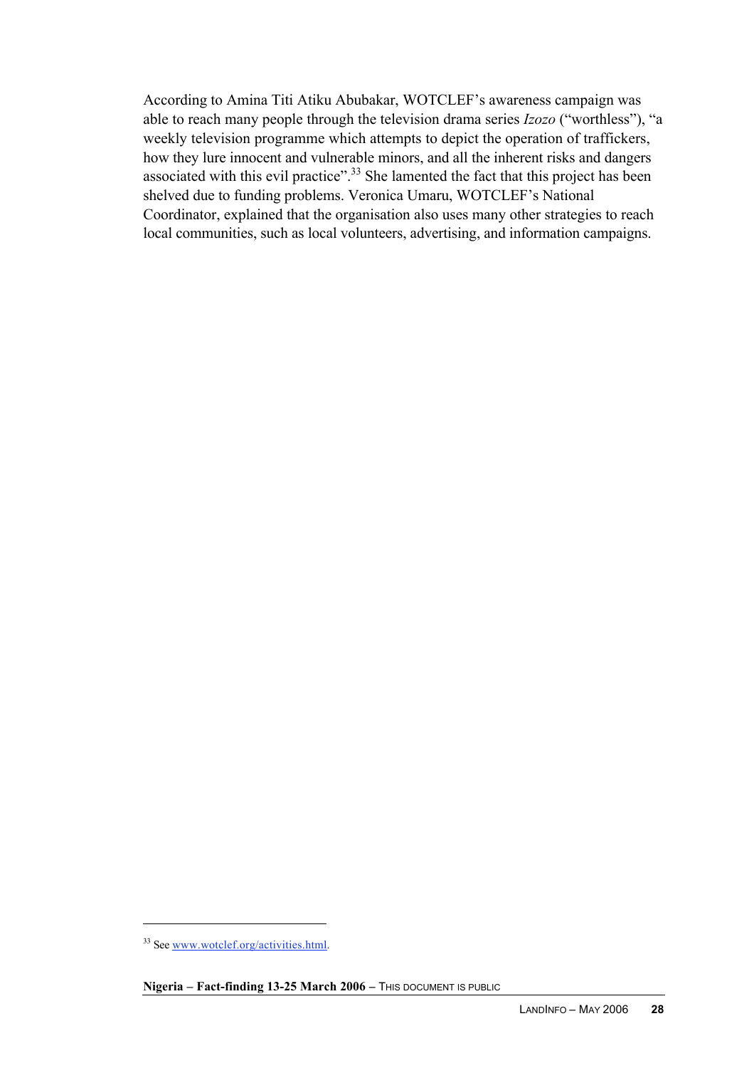According to Amina Titi Atiku Abubakar, WOTCLEF's awareness campaign was able to reach many people through the television drama series *Izozo* ("worthless"), "a weekly television programme which attempts to depict the operation of traffickers, how they lure innocent and vulnerable minors, and all the inherent risks and dangers associated with this evil practice".[33] She lamented the fact that this project has been shelved due to funding problems. Veronica Umaru, WOTCLEF's National Coordinator, explained that the organisation also uses many other strategies to reach local communities, such as local volunteers, advertising, and information campaigns.

[33] See www.wotclef.org/activities.html.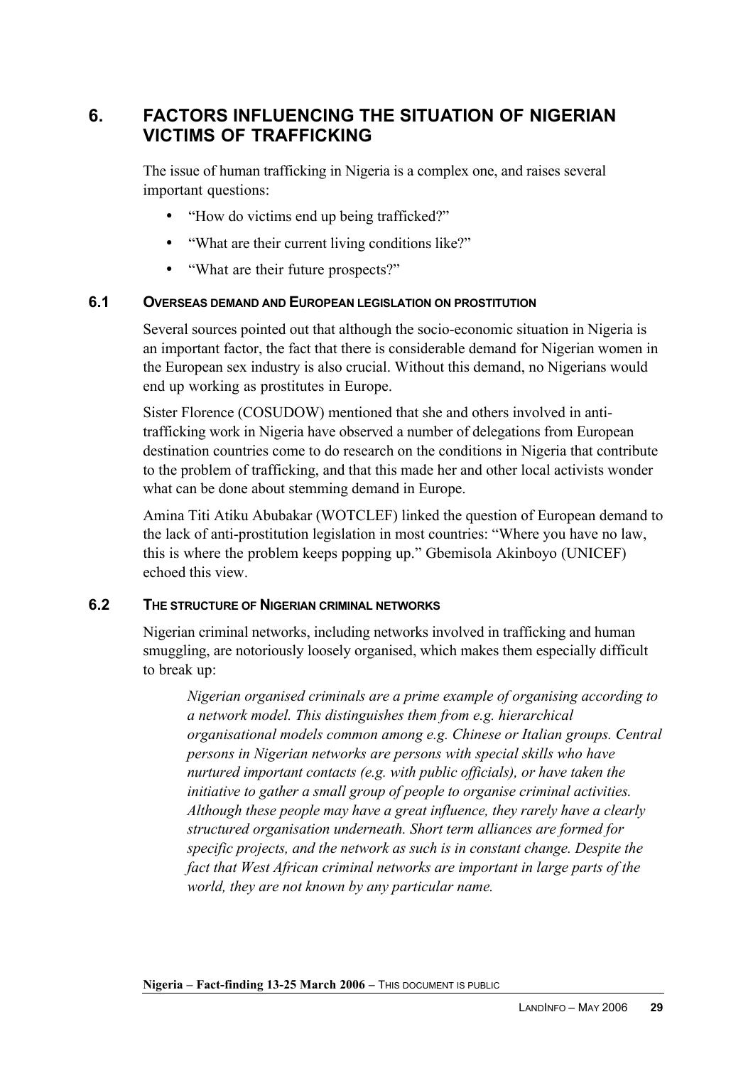# 6. FACTORS INFLUENCING THE SITUATION OF NIGERIAN VICTIMS OF TRAFFICKING

The issue of human trafficking in Nigeria is a complex one, and raises several important questions:

- "How do victims end up being trafficked?"
- "What are their current living conditions like?"
- "What are their future prospects?"

## 6.1 OVERSEAS DEMAND AND EUROPEAN LEGISLATION ON PROSTITUTION

Several sources pointed out that although the socio-economic situation in Nigeria is an important factor, the fact that there is considerable demand for Nigerian women in the European sex industry is also crucial. Without this demand, no Nigerians would end up working as prostitutes in Europe.

Sister Florence (COSUDOW) mentioned that she and others involved in anti-trafficking work in Nigeria have observed a number of delegations from European destination countries come to do research on the conditions in Nigeria that contribute to the problem of trafficking, and that this made her and other local activists wonder what can be done about stemming demand in Europe.

Amina Titi Atiku Abubakar (WOTCLEF) linked the question of European demand to the lack of anti-prostitution legislation in most countries: "Where you have no law, this is where the problem keeps popping up." Gbemisola Akinboyo (UNICEF) echoed this view.

## 6.2 THE STRUCTURE OF NIGERIAN CRIMINAL NETWORKS

Nigerian criminal networks, including networks involved in trafficking and human smuggling, are notoriously loosely organised, which makes them especially difficult to break up:

> *Nigerian organised criminals are a prime example of organising according to a network model. This distinguishes them from e.g. hierarchical organisational models common among e.g. Chinese or Italian groups. Central persons in Nigerian networks are persons with special skills who have nurtured important contacts (e.g. with public officials), or have taken the initiative to gather a small group of people to organise criminal activities. Although these people may have a great influence, they rarely have a clearly structured organisation underneath. Short term alliances are formed for specific projects, and the network as such is in constant change. Despite the fact that West African criminal networks are important in large parts of the world, they are not known by any particular name.*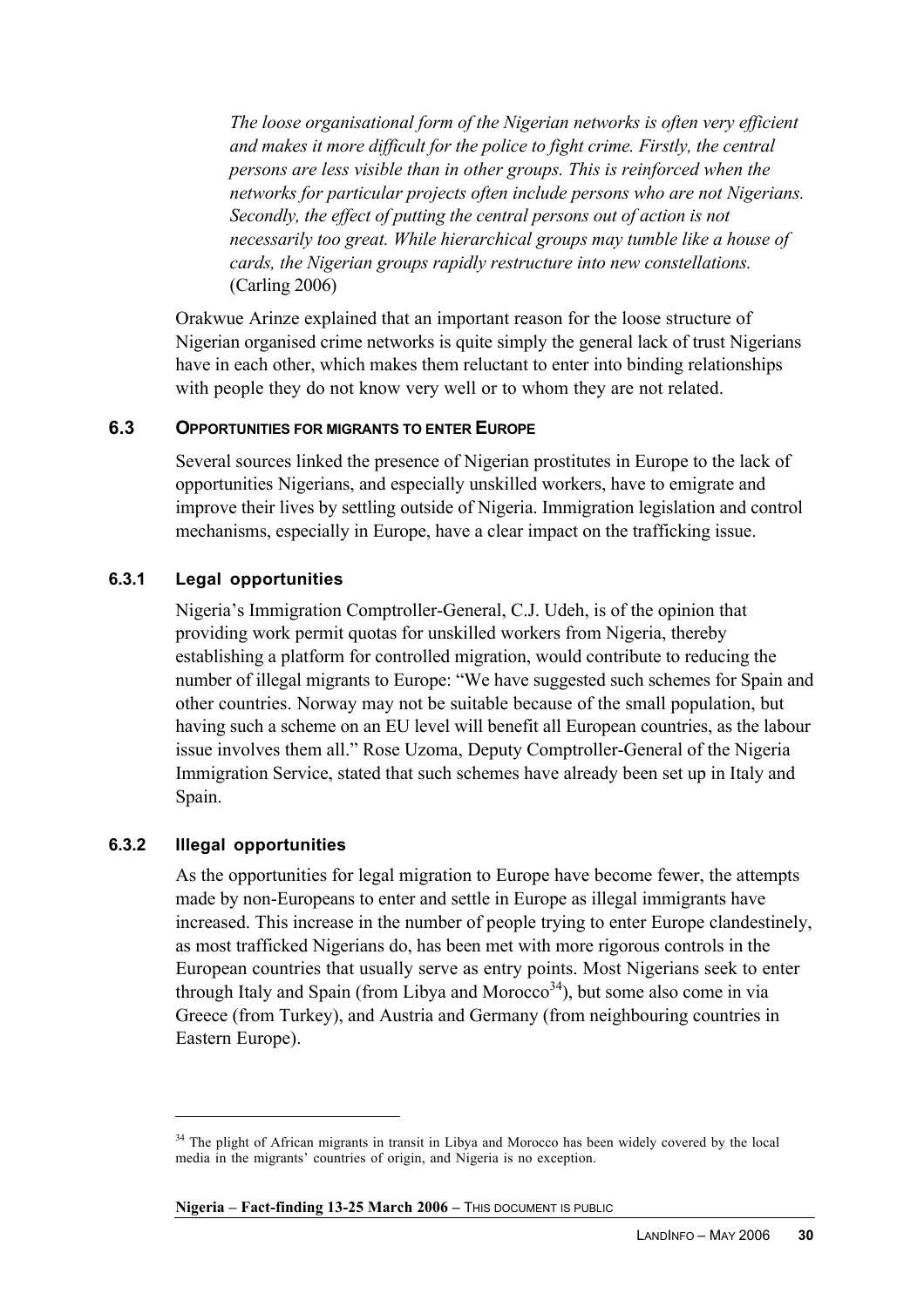> *The loose organisational form of the Nigerian networks is often very efficient and makes it more difficult for the police to fight crime. Firstly, the central persons are less visible than in other groups. This is reinforced when the networks for particular projects often include persons who are not Nigerians. Secondly, the effect of putting the central persons out of action is not necessarily too great. While hierarchical groups may tumble like a house of cards, the Nigerian groups rapidly restructure into new constellations.* (Carling 2006)

Orakwue Arinze explained that an important reason for the loose structure of Nigerian organised crime networks is quite simply the general lack of trust Nigerians have in each other, which makes them reluctant to enter into binding relationships with people they do not know very well or to whom they are not related.

## 6.3 OPPORTUNITIES FOR MIGRANTS TO ENTER EUROPE

Several sources linked the presence of Nigerian prostitutes in Europe to the lack of opportunities Nigerians, and especially unskilled workers, have to emigrate and improve their lives by settling outside of Nigeria. Immigration legislation and control mechanisms, especially in Europe, have a clear impact on the trafficking issue.

### 6.3.1 Legal opportunities

Nigeria's Immigration Comptroller-General, C.J. Udeh, is of the opinion that providing work permit quotas for unskilled workers from Nigeria, thereby establishing a platform for controlled migration, would contribute to reducing the number of illegal migrants to Europe: "We have suggested such schemes for Spain and other countries. Norway may not be suitable because of the small population, but having such a scheme on an EU level will benefit all European countries, as the labour issue involves them all." Rose Uzoma, Deputy Comptroller-General of the Nigeria Immigration Service, stated that such schemes have already been set up in Italy and Spain.

### 6.3.2 Illegal opportunities

As the opportunities for legal migration to Europe have become fewer, the attempts made by non-Europeans to enter and settle in Europe as illegal immigrants have increased. This increase in the number of people trying to enter Europe clandestinely, as most trafficked Nigerians do, has been met with more rigorous controls in the European countries that usually serve as entry points. Most Nigerians seek to enter through Italy and Spain (from Libya and Morocco[34]), but some also come in via Greece (from Turkey), and Austria and Germany (from neighbouring countries in Eastern Europe).

---

[34] The plight of African migrants in transit in Libya and Morocco has been widely covered by the local media in the migrants' countries of origin, and Nigeria is no exception.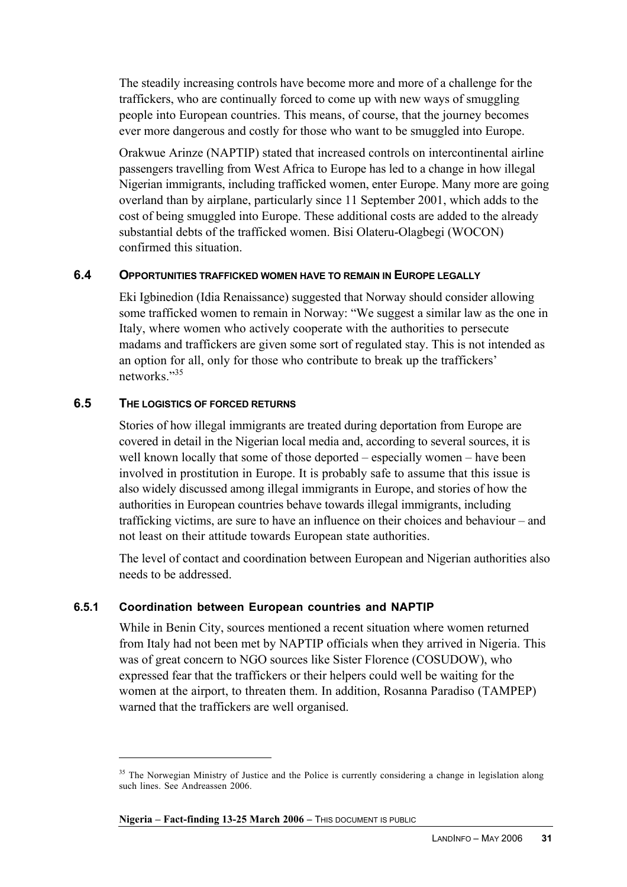The steadily increasing controls have become more and more of a challenge for the traffickers, who are continually forced to come up with new ways of smuggling people into European countries. This means, of course, that the journey becomes ever more dangerous and costly for those who want to be smuggled into Europe.

Orakwue Arinze (NAPTIP) stated that increased controls on intercontinental airline passengers travelling from West Africa to Europe has led to a change in how illegal Nigerian immigrants, including trafficked women, enter Europe. Many more are going overland than by airplane, particularly since 11 September 2001, which adds to the cost of being smuggled into Europe. These additional costs are added to the already substantial debts of the trafficked women. Bisi Olateru-Olagbegi (WOCON) confirmed this situation.

## 6.4 OPPORTUNITIES TRAFFICKED WOMEN HAVE TO REMAIN IN EUROPE LEGALLY

Eki Igbinedion (Idia Renaissance) suggested that Norway should consider allowing some trafficked women to remain in Norway: "We suggest a similar law as the one in Italy, where women who actively cooperate with the authorities to persecute madams and traffickers are given some sort of regulated stay. This is not intended as an option for all, only for those who contribute to break up the traffickers' networks."[35]

## 6.5 THE LOGISTICS OF FORCED RETURNS

Stories of how illegal immigrants are treated during deportation from Europe are covered in detail in the Nigerian local media and, according to several sources, it is well known locally that some of those deported – especially women – have been involved in prostitution in Europe. It is probably safe to assume that this issue is also widely discussed among illegal immigrants in Europe, and stories of how the authorities in European countries behave towards illegal immigrants, including trafficking victims, are sure to have an influence on their choices and behaviour – and not least on their attitude towards European state authorities.

The level of contact and coordination between European and Nigerian authorities also needs to be addressed.

### 6.5.1 Coordination between European countries and NAPTIP

While in Benin City, sources mentioned a recent situation where women returned from Italy had not been met by NAPTIP officials when they arrived in Nigeria. This was of great concern to NGO sources like Sister Florence (COSUDOW), who expressed fear that the traffickers or their helpers could well be waiting for the women at the airport, to threaten them. In addition, Rosanna Paradiso (TAMPEP) warned that the traffickers are well organised.

---

[35] The Norwegian Ministry of Justice and the Police is currently considering a change in legislation along such lines. See Andreassen 2006.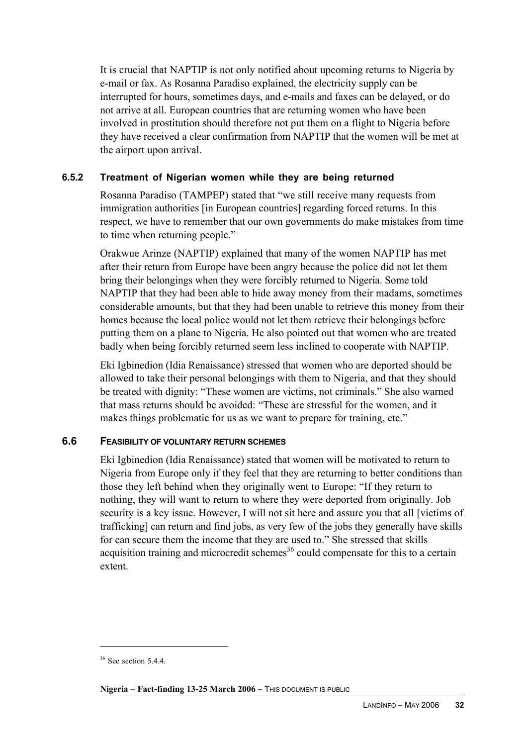It is crucial that NAPTIP is not only notified about upcoming returns to Nigeria by e-mail or fax. As Rosanna Paradiso explained, the electricity supply can be interrupted for hours, sometimes days, and e-mails and faxes can be delayed, or do not arrive at all. European countries that are returning women who have been involved in prostitution should therefore not put them on a flight to Nigeria before they have received a clear confirmation from NAPTIP that the women will be met at the airport upon arrival.

### 6.5.2 Treatment of Nigerian women while they are being returned

Rosanna Paradiso (TAMPEP) stated that "we still receive many requests from immigration authorities [in European countries] regarding forced returns. In this respect, we have to remember that our own governments do make mistakes from time to time when returning people."

Orakwue Arinze (NAPTIP) explained that many of the women NAPTIP has met after their return from Europe have been angry because the police did not let them bring their belongings when they were forcibly returned to Nigeria. Some told NAPTIP that they had been able to hide away money from their madams, sometimes considerable amounts, but that they had been unable to retrieve this money from their homes because the local police would not let them retrieve their belongings before putting them on a plane to Nigeria. He also pointed out that women who are treated badly when being forcibly returned seem less inclined to cooperate with NAPTIP.

Eki Igbinedion (Idia Renaissance) stressed that women who are deported should be allowed to take their personal belongings with them to Nigeria, and that they should be treated with dignity: "These women are victims, not criminals." She also warned that mass returns should be avoided: "These are stressful for the women, and it makes things problematic for us as we want to prepare for training, etc."

## 6.6 FEASIBILITY OF VOLUNTARY RETURN SCHEMES

Eki Igbinedion (Idia Renaissance) stated that women will be motivated to return to Nigeria from Europe only if they feel that they are returning to better conditions than those they left behind when they originally went to Europe: "If they return to nothing, they will want to return to where they were deported from originally. Job security is a key issue. However, I will not sit here and assure you that all [victims of trafficking] can return and find jobs, as very few of the jobs they generally have skills for can secure them the income that they are used to." She stressed that skills acquisition training and microcredit schemes[36] could compensate for this to a certain extent.

---

[36] See section 5.4.4.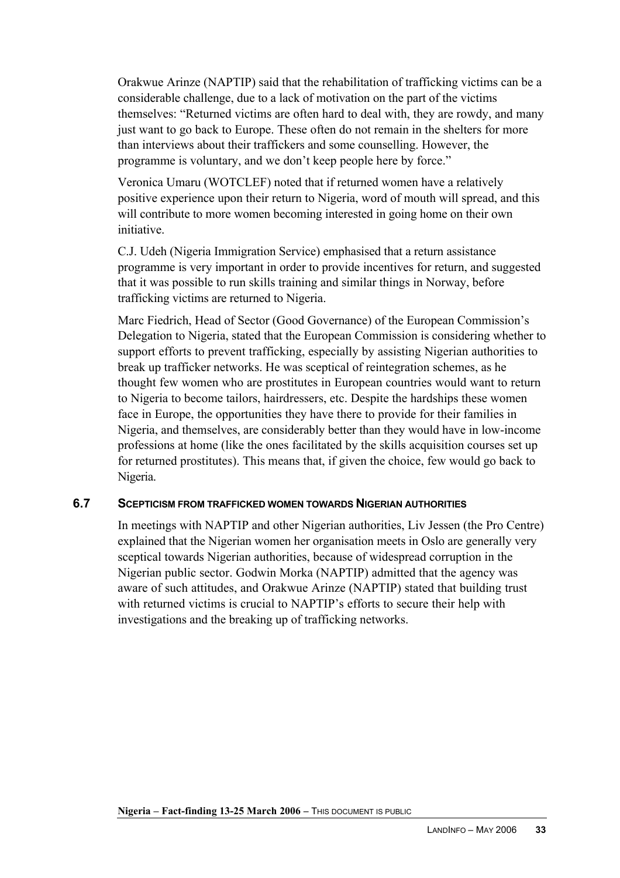Orakwue Arinze (NAPTIP) said that the rehabilitation of trafficking victims can be a considerable challenge, due to a lack of motivation on the part of the victims themselves: “Returned victims are often hard to deal with, they are rowdy, and many just want to go back to Europe. These often do not remain in the shelters for more than interviews about their traffickers and some counselling. However, the programme is voluntary, and we don’t keep people here by force.”

Veronica Umaru (WOTCLEF) noted that if returned women have a relatively positive experience upon their return to Nigeria, word of mouth will spread, and this will contribute to more women becoming interested in going home on their own initiative.

C.J. Udeh (Nigeria Immigration Service) emphasised that a return assistance programme is very important in order to provide incentives for return, and suggested that it was possible to run skills training and similar things in Norway, before trafficking victims are returned to Nigeria.

Marc Fiedrich, Head of Sector (Good Governance) of the European Commission’s Delegation to Nigeria, stated that the European Commission is considering whether to support efforts to prevent trafficking, especially by assisting Nigerian authorities to break up trafficker networks. He was sceptical of reintegration schemes, as he thought few women who are prostitutes in European countries would want to return to Nigeria to become tailors, hairdressers, etc. Despite the hardships these women face in Europe, the opportunities they have there to provide for their families in Nigeria, and themselves, are considerably better than they would have in low-income professions at home (like the ones facilitated by the skills acquisition courses set up for returned prostitutes). This means that, if given the choice, few would go back to Nigeria.

### 6.7 SCEPTICISM FROM TRAFFICKED WOMEN TOWARDS NIGERIAN AUTHORITIES

In meetings with NAPTIP and other Nigerian authorities, Liv Jessen (the Pro Centre) explained that the Nigerian women her organisation meets in Oslo are generally very sceptical towards Nigerian authorities, because of widespread corruption in the Nigerian public sector. Godwin Morka (NAPTIP) admitted that the agency was aware of such attitudes, and Orakwue Arinze (NAPTIP) stated that building trust with returned victims is crucial to NAPTIP’s efforts to secure their help with investigations and the breaking up of trafficking networks.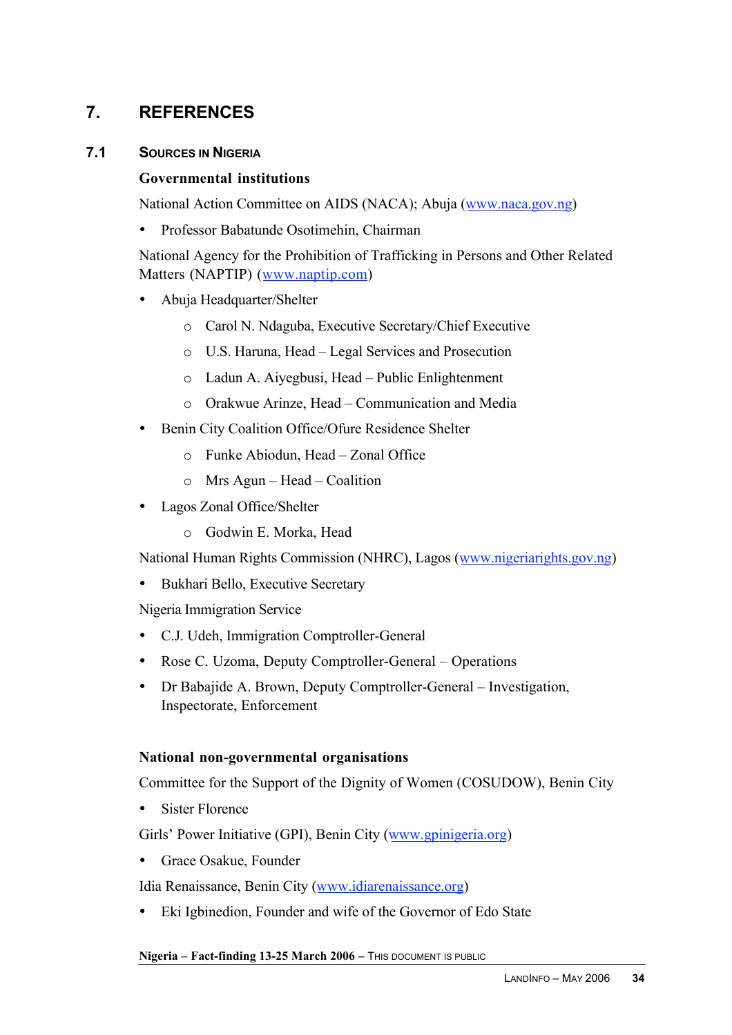# 7. REFERENCES

## 7.1 SOURCES IN NIGERIA

### Governmental institutions

National Action Committee on AIDS (NACA); Abuja (www.naca.gov.ng)

- Professor Babatunde Osotimehin, Chairman

National Agency for the Prohibition of Trafficking in Persons and Other Related Matters (NAPTIP) (www.naptip.com)

- Abuja Headquarter/Shelter
  - Carol N. Ndaguba, Executive Secretary/Chief Executive
  - U.S. Haruna, Head – Legal Services and Prosecution
  - Ladun A. Aiyegbusi, Head – Public Enlightenment
  - Orakwue Arinze, Head – Communication and Media
- Benin City Coalition Office/Ofure Residence Shelter
  - Funke Abiodun, Head – Zonal Office
  - Mrs Agun – Head – Coalition
- Lagos Zonal Office/Shelter
  - Godwin E. Morka, Head

National Human Rights Commission (NHRC), Lagos (www.nigeriarights.gov.ng)

- Bukhari Bello, Executive Secretary

Nigeria Immigration Service

- C.J. Udeh, Immigration Comptroller-General
- Rose C. Uzoma, Deputy Comptroller-General – Operations
- Dr Babajide A. Brown, Deputy Comptroller-General – Investigation, Inspectorate, Enforcement

### National non-governmental organisations

Committee for the Support of the Dignity of Women (COSUDOW), Benin City

- Sister Florence

Girls' Power Initiative (GPI), Benin City (www.gpinigeria.org)

- Grace Osakue, Founder

Idia Renaissance, Benin City (www.idiarenaissance.org)

- Eki Igbinedion, Founder and wife of the Governor of Edo State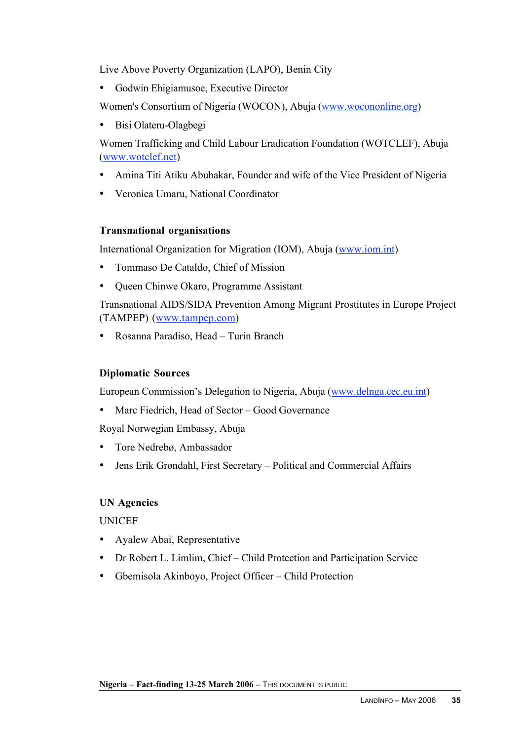Live Above Poverty Organization (LAPO), Benin City

- Godwin Ehigiamusoe, Executive Director

Women's Consortium of Nigeria (WOCON), Abuja (www.wocononline.org)

- Bisi Olateru-Olagbegi

Women Trafficking and Child Labour Eradication Foundation (WOTCLEF), Abuja (www.wotclef.net)

- Amina Titi Atiku Abubakar, Founder and wife of the Vice President of Nigeria
- Veronica Umaru, National Coordinator

### Transnational organisations

International Organization for Migration (IOM), Abuja (www.iom.int)

- Tommaso De Cataldo, Chief of Mission
- Queen Chinwe Okaro, Programme Assistant

Transnational AIDS/SIDA Prevention Among Migrant Prostitutes in Europe Project (TAMPEP) (www.tampep.com)

- Rosanna Paradiso, Head – Turin Branch

### Diplomatic Sources

European Commission's Delegation to Nigeria, Abuja (www.delnga.cec.eu.int)

- Marc Fiedrich, Head of Sector – Good Governance

Royal Norwegian Embassy, Abuja

- Tore Nedrebø, Ambassador
- Jens Erik Grøndahl, First Secretary – Political and Commercial Affairs

### UN Agencies

UNICEF

- Ayalew Abai, Representative
- Dr Robert L. Limlim, Chief – Child Protection and Participation Service
- Gbemisola Akinboyo, Project Officer – Child Protection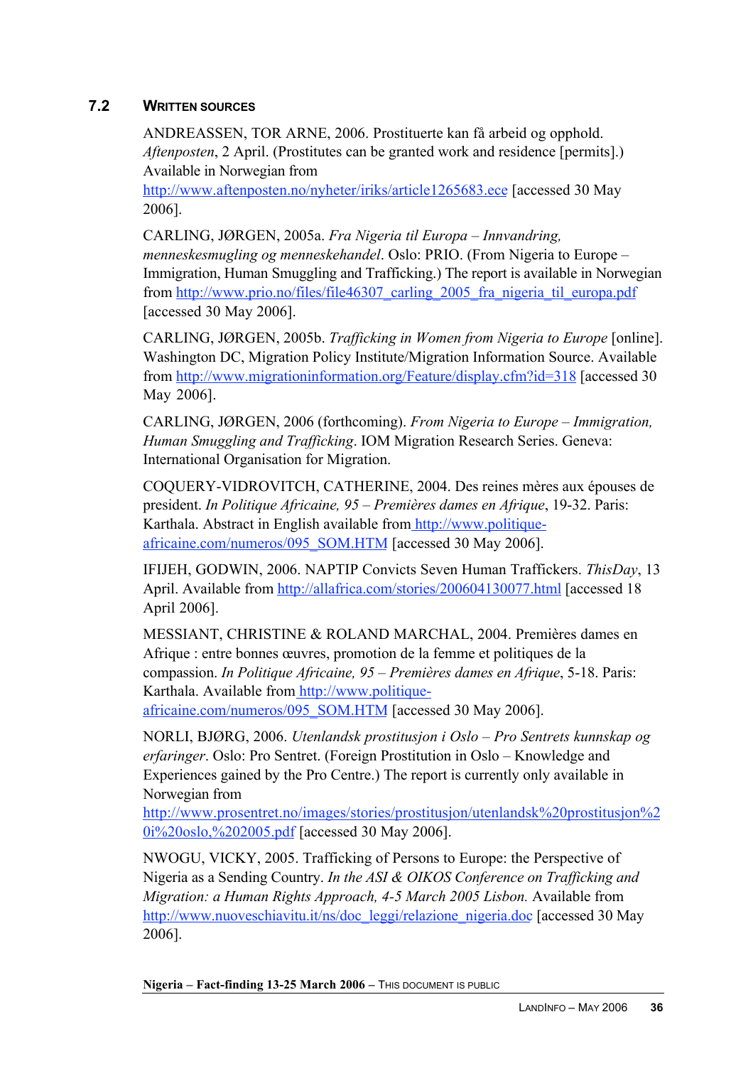## 7.2 WRITTEN SOURCES

ANDREASSEN, TOR ARNE, 2006. Prostituerte kan få arbeid og opphold. *Aftenposten*, 2 April. (Prostitutes can be granted work and residence [permits].) Available in Norwegian from http://www.aftenposten.no/nyheter/iriks/article1265683.ece [accessed 30 May 2006].

CARLING, JØRGEN, 2005a. *Fra Nigeria til Europa – Innvandring, menneskesmugling og menneskehandel*. Oslo: PRIO. (From Nigeria to Europe – Immigration, Human Smuggling and Trafficking.) The report is available in Norwegian from http://www.prio.no/files/file46307_carling_2005_fra_nigeria_til_europa.pdf [accessed 30 May 2006].

CARLING, JØRGEN, 2005b. *Trafficking in Women from Nigeria to Europe* [online]. Washington DC, Migration Policy Institute/Migration Information Source. Available from http://www.migrationinformation.org/Feature/display.cfm?id=318 [accessed 30 May 2006].

CARLING, JØRGEN, 2006 (forthcoming). *From Nigeria to Europe – Immigration, Human Smuggling and Trafficking*. IOM Migration Research Series. Geneva: International Organisation for Migration.

COQUERY-VIDROVITCH, CATHERINE, 2004. Des reines mères aux épouses de president. *In Politique Africaine, 95 – Premières dames en Afrique*, 19-32. Paris: Karthala. Abstract in English available from http://www.politique-africaine.com/numeros/095_SOM.HTM [accessed 30 May 2006].

IFIJEH, GODWIN, 2006. NAPTIP Convicts Seven Human Traffickers. *ThisDay*, 13 April. Available from http://allafrica.com/stories/200604130077.html [accessed 18 April 2006].

MESSIANT, CHRISTINE & ROLAND MARCHAL, 2004. Premières dames en Afrique : entre bonnes œuvres, promotion de la femme et politiques de la compassion. *In Politique Africaine, 95 – Premières dames en Afrique*, 5-18. Paris: Karthala. Available from http://www.politique-africaine.com/numeros/095_SOM.HTM [accessed 30 May 2006].

NORLI, BJØRG, 2006. *Utenlandsk prostitusjon i Oslo – Pro Sentrets kunnskap og erfaringer*. Oslo: Pro Sentret. (Foreign Prostitution in Oslo – Knowledge and Experiences gained by the Pro Centre.) The report is currently only available in Norwegian from http://www.prosentret.no/images/stories/prostitusjon/utenlandsk%20prostitusjon%20i%20oslo,%202005.pdf [accessed 30 May 2006].

NWOGU, VICKY, 2005. Trafficking of Persons to Europe: the Perspective of Nigeria as a Sending Country. *In the ASI & OIKOS Conference on Trafficking and Migration: a Human Rights Approach, 4-5 March 2005 Lisbon.* Available from http://www.nuoveschiavitu.it/ns/doc_leggi/relazione_nigeria.doc [accessed 30 May 2006].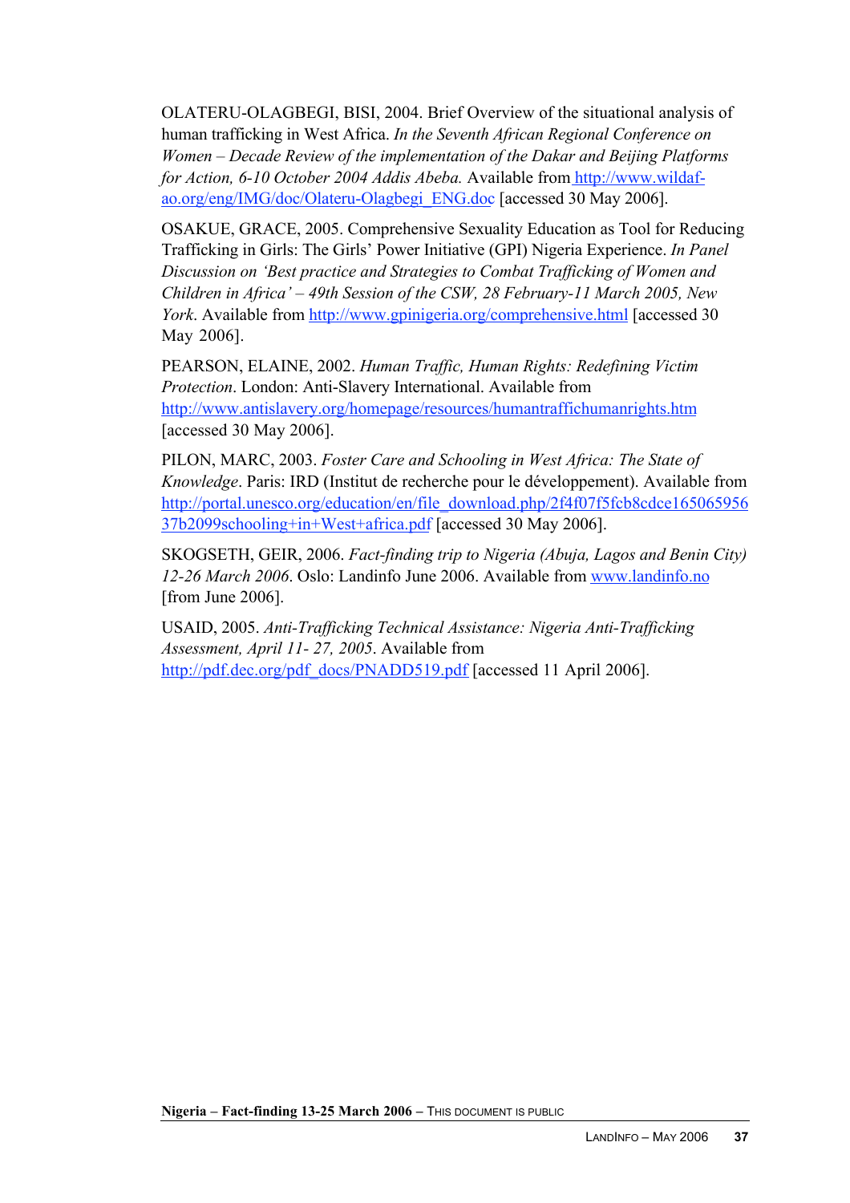OLATERU-OLAGBEGI, BISI, 2004. Brief Overview of the situational analysis of human trafficking in West Africa. *In the Seventh African Regional Conference on Women – Decade Review of the implementation of the Dakar and Beijing Platforms for Action, 6-10 October 2004 Addis Abeba.* Available from http://www.wildaf-ao.org/eng/IMG/doc/Olateru-Olagbegi_ENG.doc [accessed 30 May 2006].

OSAKUE, GRACE, 2005. Comprehensive Sexuality Education as Tool for Reducing Trafficking in Girls: The Girls' Power Initiative (GPI) Nigeria Experience. *In Panel Discussion on 'Best practice and Strategies to Combat Trafficking of Women and Children in Africa' – 49th Session of the CSW, 28 February-11 March 2005, New York*. Available from http://www.gpinigeria.org/comprehensive.html [accessed 30 May 2006].

PEARSON, ELAINE, 2002. *Human Traffic, Human Rights: Redefining Victim Protection*. London: Anti-Slavery International. Available from http://www.antislavery.org/homepage/resources/humantraffichumanrights.htm [accessed 30 May 2006].

PILON, MARC, 2003. *Foster Care and Schooling in West Africa: The State of Knowledge*. Paris: IRD (Institut de recherche pour le développement). Available from http://portal.unesco.org/education/en/file_download.php/2f4f07f5fcb8cdce16506595637b2099schooling+in+West+africa.pdf [accessed 30 May 2006].

SKOGSETH, GEIR, 2006. *Fact-finding trip to Nigeria (Abuja, Lagos and Benin City) 12-26 March 2006*. Oslo: Landinfo June 2006. Available from www.landinfo.no [from June 2006].

USAID, 2005. *Anti-Trafficking Technical Assistance: Nigeria Anti-Trafficking Assessment, April 11- 27, 2005*. Available from http://pdf.dec.org/pdf_docs/PNADD519.pdf [accessed 11 April 2006].